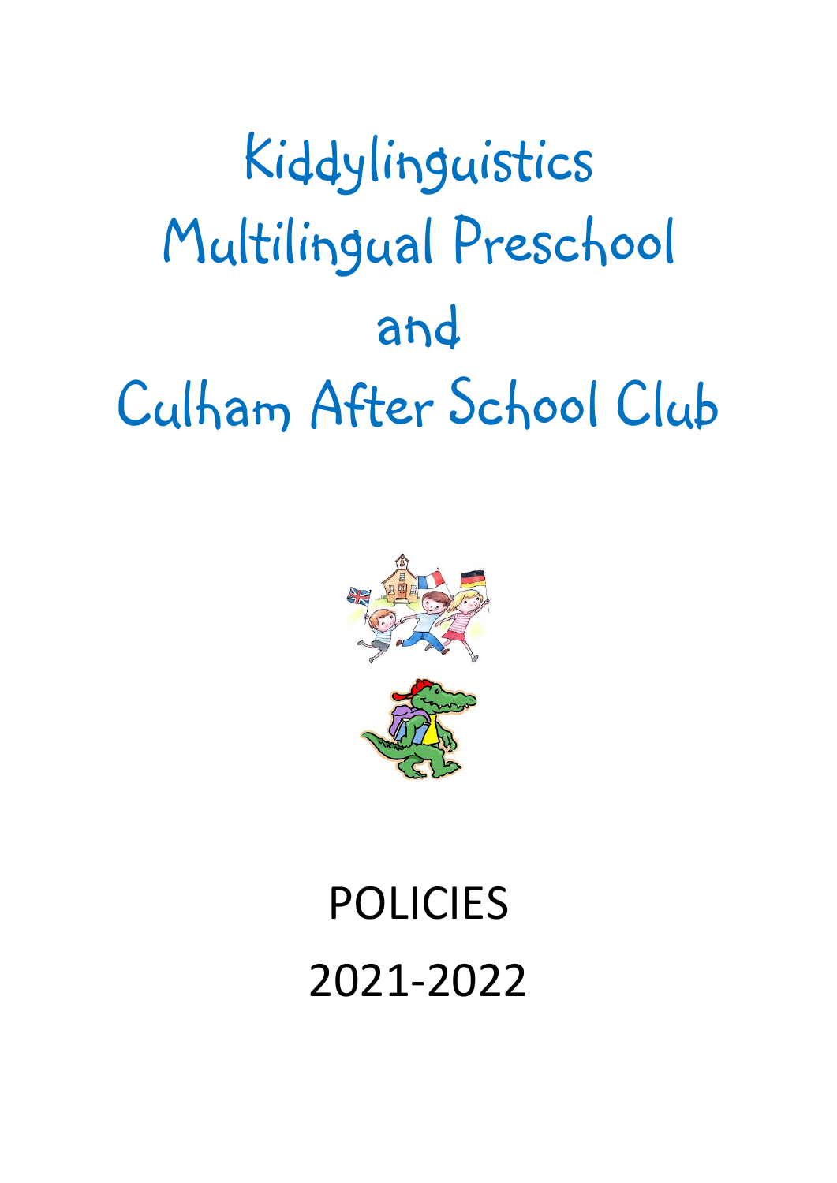# Kiddylinguistics Multilingual Preschool and Culham After School Club

# POLICIES 2021-2022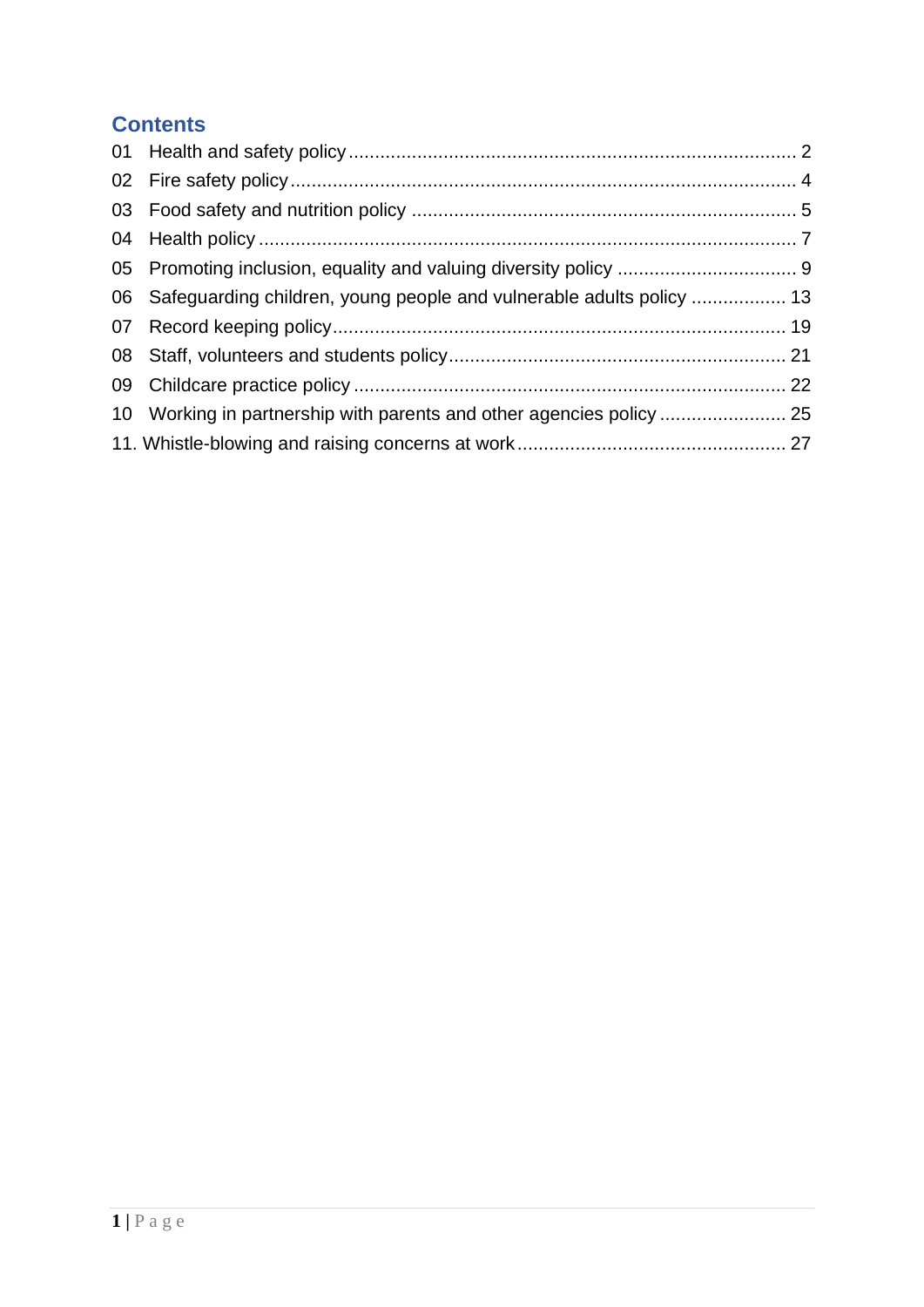## Contents

01 Health and safety policy ..... 2

02 Fire safety policy ..... 4

03 Food safety and nutrition policy ..... 5

04 Health policy ..... 7

05 Promoting inclusion, equality and valuing diversity policy ..... 9

06 Safeguarding children, young people and vulnerable adults policy ..... 13

07 Record keeping policy ..... 19

08 Staff, volunteers and students policy ..... 21

09 Childcare practice policy ..... 22

10 Working in partnership with parents and other agencies policy ..... 25

11. Whistle-blowing and raising concerns at work ..... 27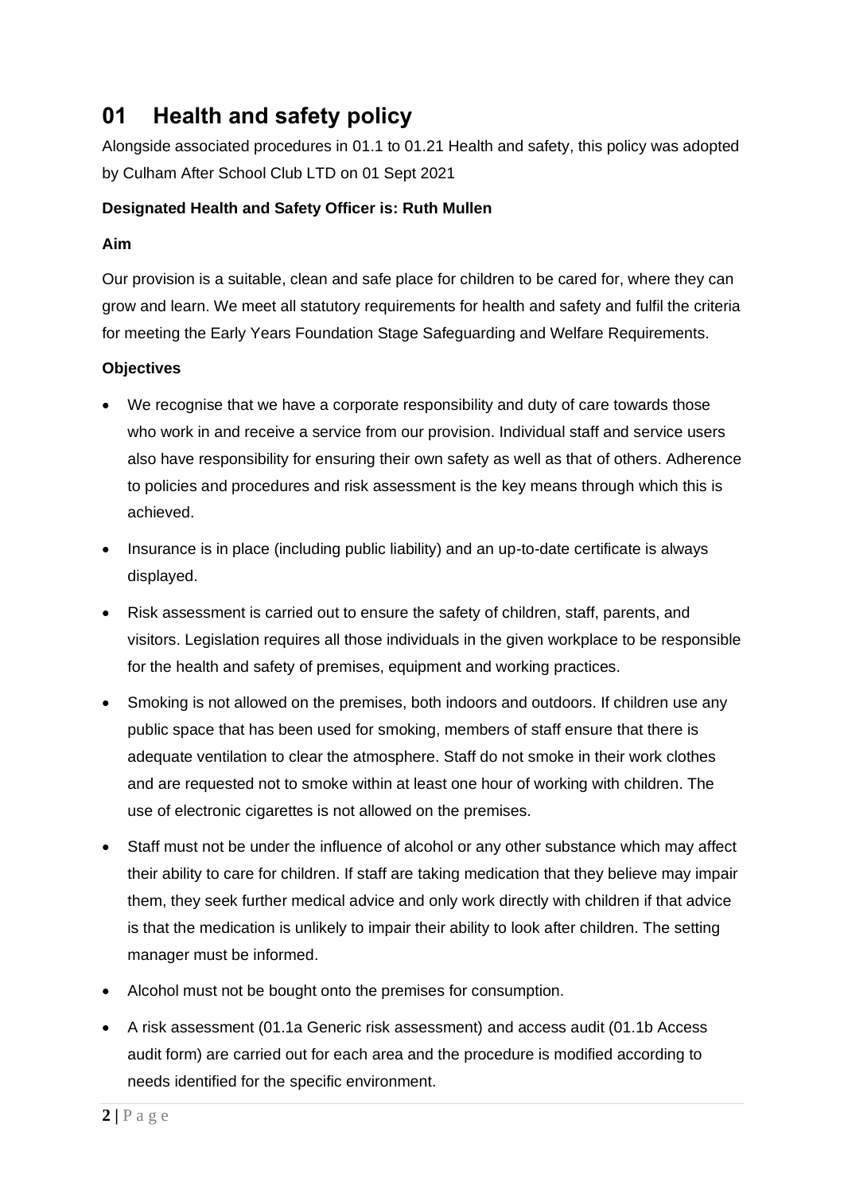# 01 Health and safety policy

Alongside associated procedures in 01.1 to 01.21 Health and safety, this policy was adopted by Culham After School Club LTD on 01 Sept 2021

**Designated Health and Safety Officer is: Ruth Mullen**

**Aim**

Our provision is a suitable, clean and safe place for children to be cared for, where they can grow and learn. We meet all statutory requirements for health and safety and fulfil the criteria for meeting the Early Years Foundation Stage Safeguarding and Welfare Requirements.

**Objectives**

- We recognise that we have a corporate responsibility and duty of care towards those who work in and receive a service from our provision. Individual staff and service users also have responsibility for ensuring their own safety as well as that of others. Adherence to policies and procedures and risk assessment is the key means through which this is achieved.
- Insurance is in place (including public liability) and an up-to-date certificate is always displayed.
- Risk assessment is carried out to ensure the safety of children, staff, parents, and visitors. Legislation requires all those individuals in the given workplace to be responsible for the health and safety of premises, equipment and working practices.
- Smoking is not allowed on the premises, both indoors and outdoors. If children use any public space that has been used for smoking, members of staff ensure that there is adequate ventilation to clear the atmosphere. Staff do not smoke in their work clothes and are requested not to smoke within at least one hour of working with children. The use of electronic cigarettes is not allowed on the premises.
- Staff must not be under the influence of alcohol or any other substance which may affect their ability to care for children. If staff are taking medication that they believe may impair them, they seek further medical advice and only work directly with children if that advice is that the medication is unlikely to impair their ability to look after children. The setting manager must be informed.
- Alcohol must not be bought onto the premises for consumption.
- A risk assessment (01.1a Generic risk assessment) and access audit (01.1b Access audit form) are carried out for each area and the procedure is modified according to needs identified for the specific environment.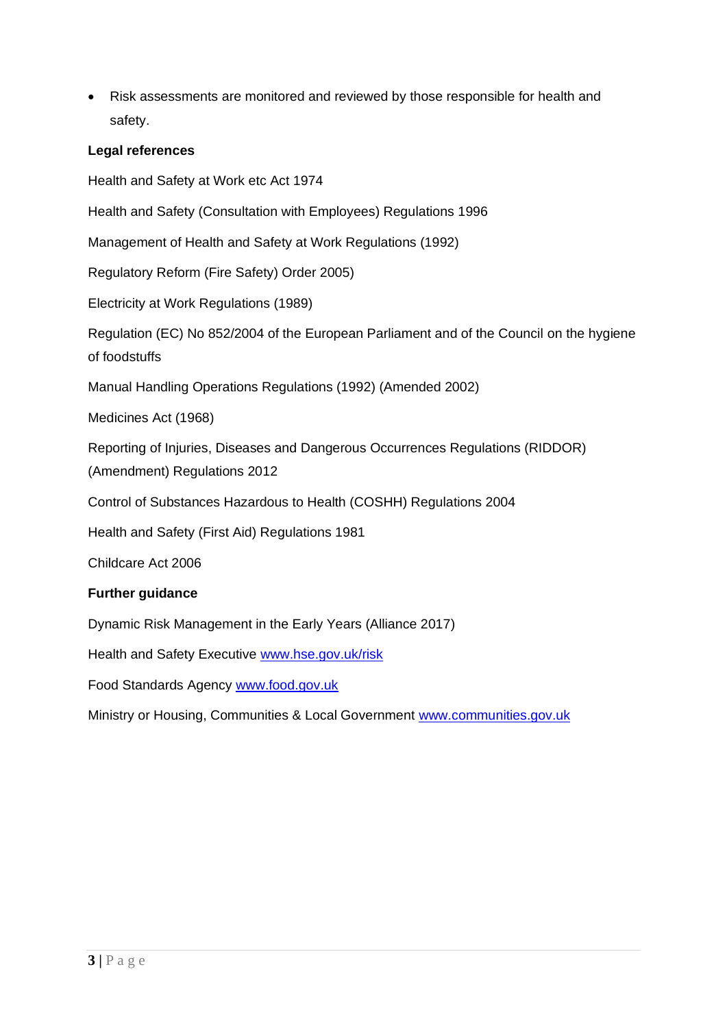- Risk assessments are monitored and reviewed by those responsible for health and safety.

**Legal references**

Health and Safety at Work etc Act 1974

Health and Safety (Consultation with Employees) Regulations 1996

Management of Health and Safety at Work Regulations (1992)

Regulatory Reform (Fire Safety) Order 2005)

Electricity at Work Regulations (1989)

Regulation (EC) No 852/2004 of the European Parliament and of the Council on the hygiene of foodstuffs

Manual Handling Operations Regulations (1992) (Amended 2002)

Medicines Act (1968)

Reporting of Injuries, Diseases and Dangerous Occurrences Regulations (RIDDOR) (Amendment) Regulations 2012

Control of Substances Hazardous to Health (COSHH) Regulations 2004

Health and Safety (First Aid) Regulations 1981

Childcare Act 2006

**Further guidance**

Dynamic Risk Management in the Early Years (Alliance 2017)

Health and Safety Executive www.hse.gov.uk/risk

Food Standards Agency www.food.gov.uk

Ministry or Housing, Communities & Local Government www.communities.gov.uk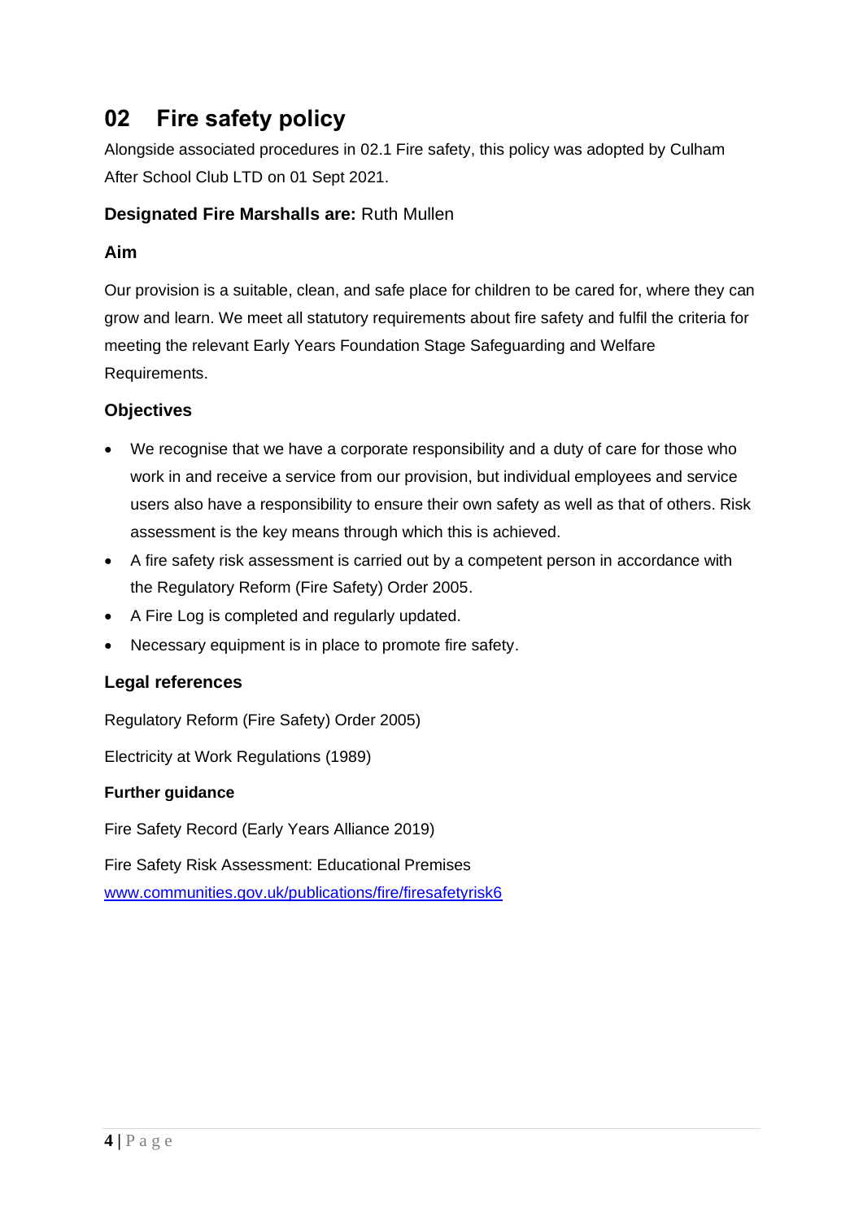# 02 Fire safety policy

Alongside associated procedures in 02.1 Fire safety, this policy was adopted by Culham After School Club LTD on 01 Sept 2021.

**Designated Fire Marshalls are:** Ruth Mullen

### Aim

Our provision is a suitable, clean, and safe place for children to be cared for, where they can grow and learn. We meet all statutory requirements about fire safety and fulfil the criteria for meeting the relevant Early Years Foundation Stage Safeguarding and Welfare Requirements.

### Objectives

- We recognise that we have a corporate responsibility and a duty of care for those who work in and receive a service from our provision, but individual employees and service users also have a responsibility to ensure their own safety as well as that of others. Risk assessment is the key means through which this is achieved.
- A fire safety risk assessment is carried out by a competent person in accordance with the Regulatory Reform (Fire Safety) Order 2005.
- A Fire Log is completed and regularly updated.
- Necessary equipment is in place to promote fire safety.

### Legal references

Regulatory Reform (Fire Safety) Order 2005)

Electricity at Work Regulations (1989)

#### Further guidance

Fire Safety Record (Early Years Alliance 2019)

Fire Safety Risk Assessment: Educational Premises
[www.communities.gov.uk/publications/fire/firesafetyrisk6](www.communities.gov.uk/publications/fire/firesafetyrisk6)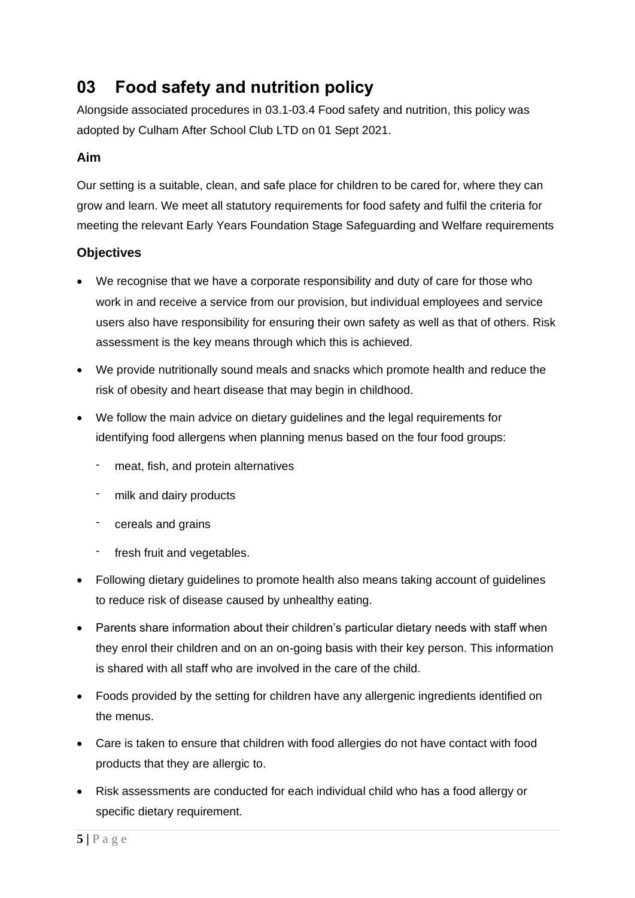## 03 Food safety and nutrition policy

Alongside associated procedures in 03.1-03.4 Food safety and nutrition, this policy was adopted by Culham After School Club LTD on 01 Sept 2021.

### Aim

Our setting is a suitable, clean, and safe place for children to be cared for, where they can grow and learn. We meet all statutory requirements for food safety and fulfil the criteria for meeting the relevant Early Years Foundation Stage Safeguarding and Welfare requirements

### Objectives

- We recognise that we have a corporate responsibility and duty of care for those who work in and receive a service from our provision, but individual employees and service users also have responsibility for ensuring their own safety as well as that of others. Risk assessment is the key means through which this is achieved.
- We provide nutritionally sound meals and snacks which promote health and reduce the risk of obesity and heart disease that may begin in childhood.
- We follow the main advice on dietary guidelines and the legal requirements for identifying food allergens when planning menus based on the four food groups:
  - meat, fish, and protein alternatives
  - milk and dairy products
  - cereals and grains
  - fresh fruit and vegetables.
- Following dietary guidelines to promote health also means taking account of guidelines to reduce risk of disease caused by unhealthy eating.
- Parents share information about their children's particular dietary needs with staff when they enrol their children and on an on-going basis with their key person. This information is shared with all staff who are involved in the care of the child.
- Foods provided by the setting for children have any allergenic ingredients identified on the menus.
- Care is taken to ensure that children with food allergies do not have contact with food products that they are allergic to.
- Risk assessments are conducted for each individual child who has a food allergy or specific dietary requirement.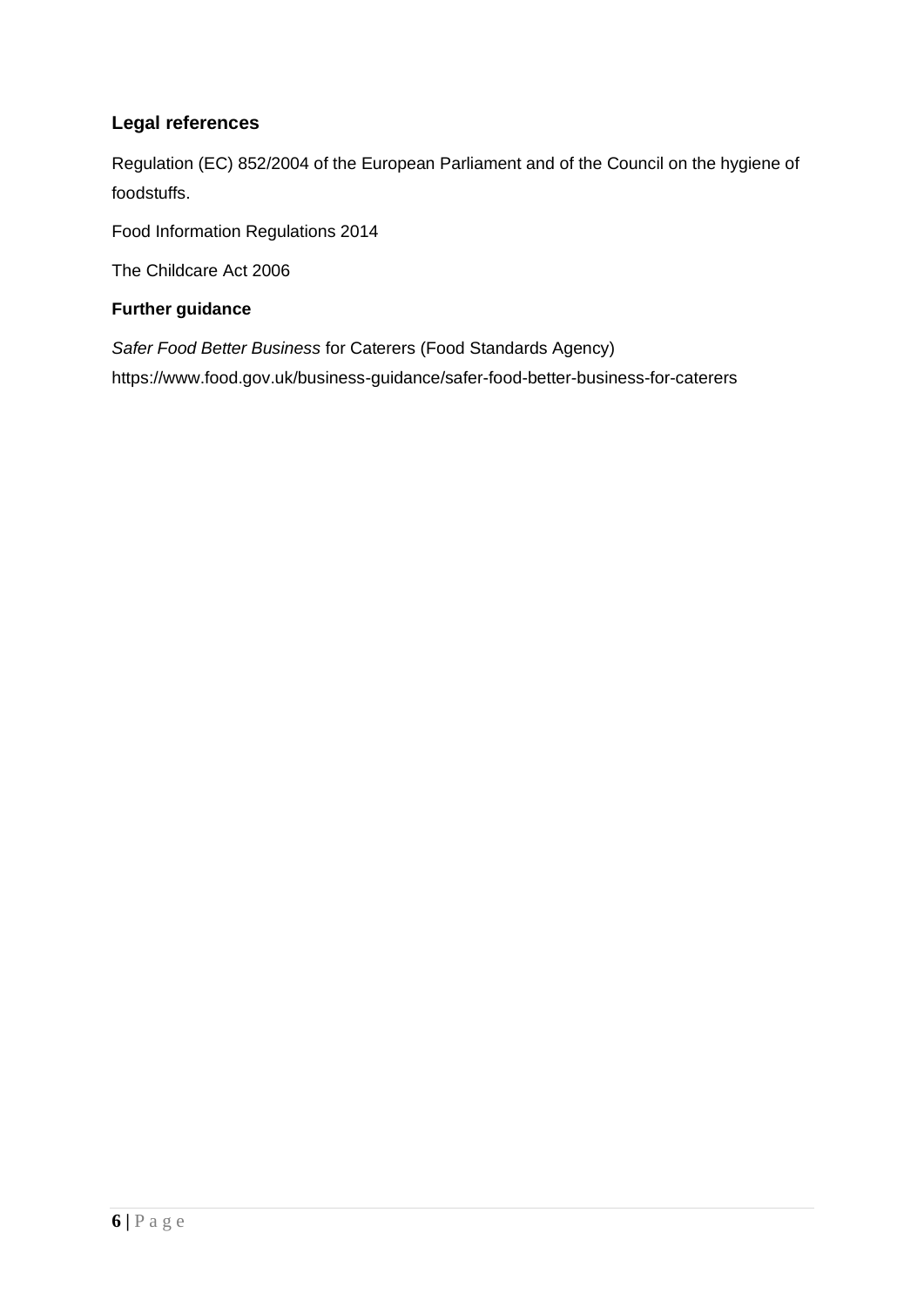### Legal references

Regulation (EC) 852/2004 of the European Parliament and of the Council on the hygiene of foodstuffs.

Food Information Regulations 2014

The Childcare Act 2006

**Further guidance**

*Safer Food Better Business* for Caterers (Food Standards Agency)
https://www.food.gov.uk/business-guidance/safer-food-better-business-for-caterers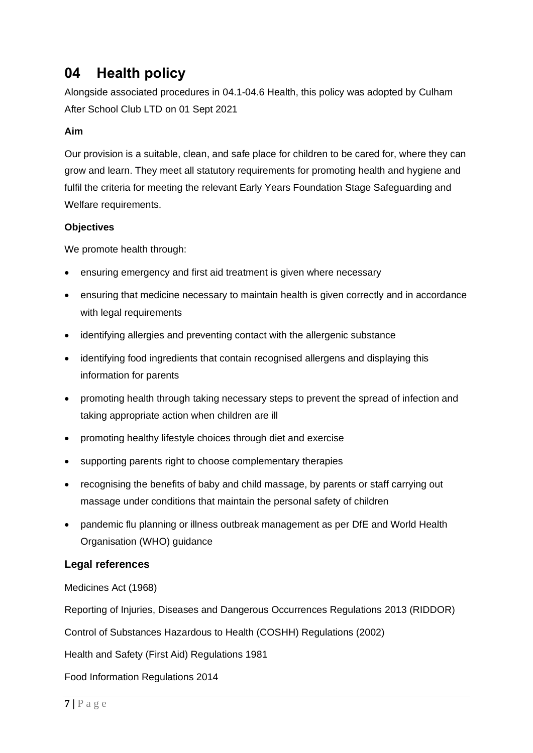# 04 Health policy

Alongside associated procedures in 04.1-04.6 Health, this policy was adopted by Culham After School Club LTD on 01 Sept 2021

**Aim**

Our provision is a suitable, clean, and safe place for children to be cared for, where they can grow and learn. They meet all statutory requirements for promoting health and hygiene and fulfil the criteria for meeting the relevant Early Years Foundation Stage Safeguarding and Welfare requirements.

**Objectives**

We promote health through:

- ensuring emergency and first aid treatment is given where necessary
- ensuring that medicine necessary to maintain health is given correctly and in accordance with legal requirements
- identifying allergies and preventing contact with the allergenic substance
- identifying food ingredients that contain recognised allergens and displaying this information for parents
- promoting health through taking necessary steps to prevent the spread of infection and taking appropriate action when children are ill
- promoting healthy lifestyle choices through diet and exercise
- supporting parents right to choose complementary therapies
- recognising the benefits of baby and child massage, by parents or staff carrying out massage under conditions that maintain the personal safety of children
- pandemic flu planning or illness outbreak management as per DfE and World Health Organisation (WHO) guidance

### Legal references

Medicines Act (1968)

Reporting of Injuries, Diseases and Dangerous Occurrences Regulations 2013 (RIDDOR)

Control of Substances Hazardous to Health (COSHH) Regulations (2002)

Health and Safety (First Aid) Regulations 1981

Food Information Regulations 2014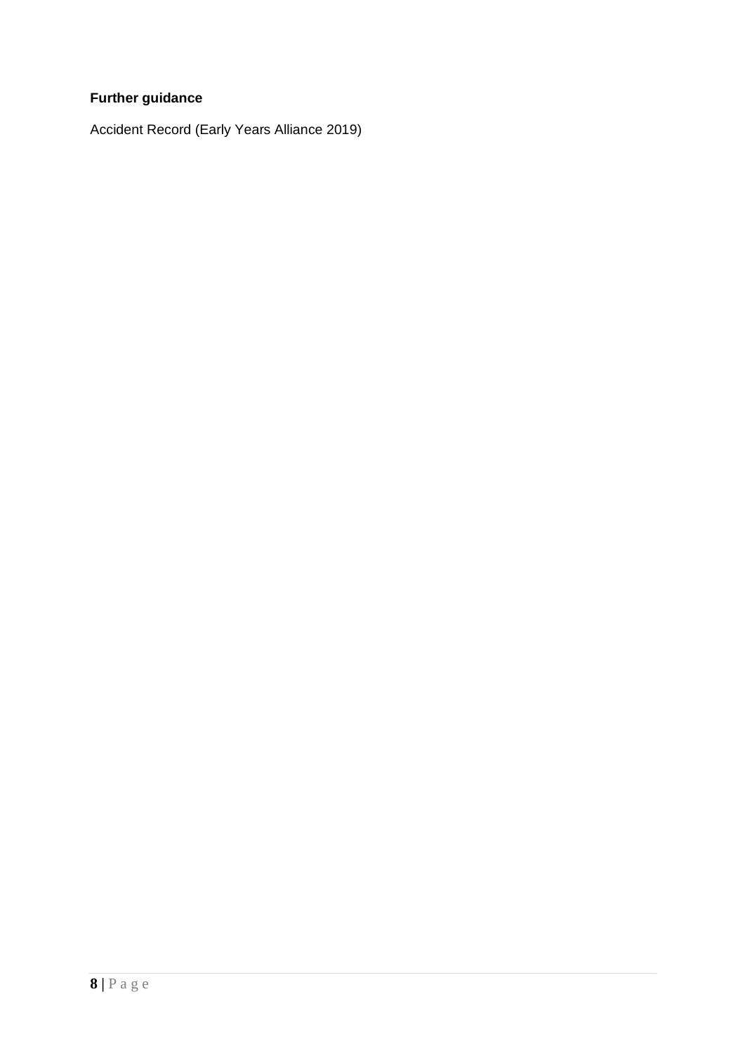**Further guidance**

Accident Record (Early Years Alliance 2019)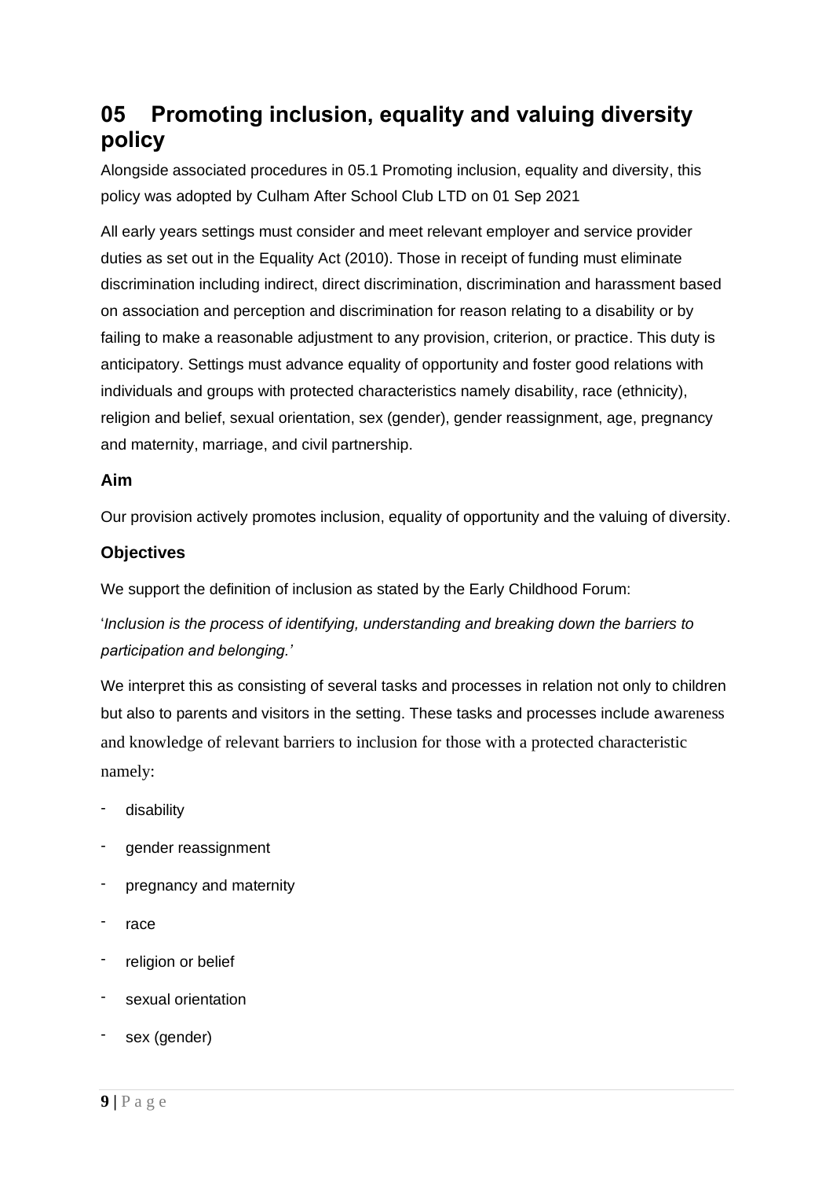# 05 Promoting inclusion, equality and valuing diversity policy

Alongside associated procedures in 05.1 Promoting inclusion, equality and diversity, this policy was adopted by Culham After School Club LTD on 01 Sep 2021

All early years settings must consider and meet relevant employer and service provider duties as set out in the Equality Act (2010). Those in receipt of funding must eliminate discrimination including indirect, direct discrimination, discrimination and harassment based on association and perception and discrimination for reason relating to a disability or by failing to make a reasonable adjustment to any provision, criterion, or practice. This duty is anticipatory. Settings must advance equality of opportunity and foster good relations with individuals and groups with protected characteristics namely disability, race (ethnicity), religion and belief, sexual orientation, sex (gender), gender reassignment, age, pregnancy and maternity, marriage, and civil partnership.

### Aim

Our provision actively promotes inclusion, equality of opportunity and the valuing of diversity.

### Objectives

We support the definition of inclusion as stated by the Early Childhood Forum:

'*Inclusion is the process of identifying, understanding and breaking down the barriers to participation and belonging.'*

We interpret this as consisting of several tasks and processes in relation not only to children but also to parents and visitors in the setting. These tasks and processes include awareness and knowledge of relevant barriers to inclusion for those with a protected characteristic namely:

- disability
- gender reassignment
- pregnancy and maternity
- race
- religion or belief
- sexual orientation
- sex (gender)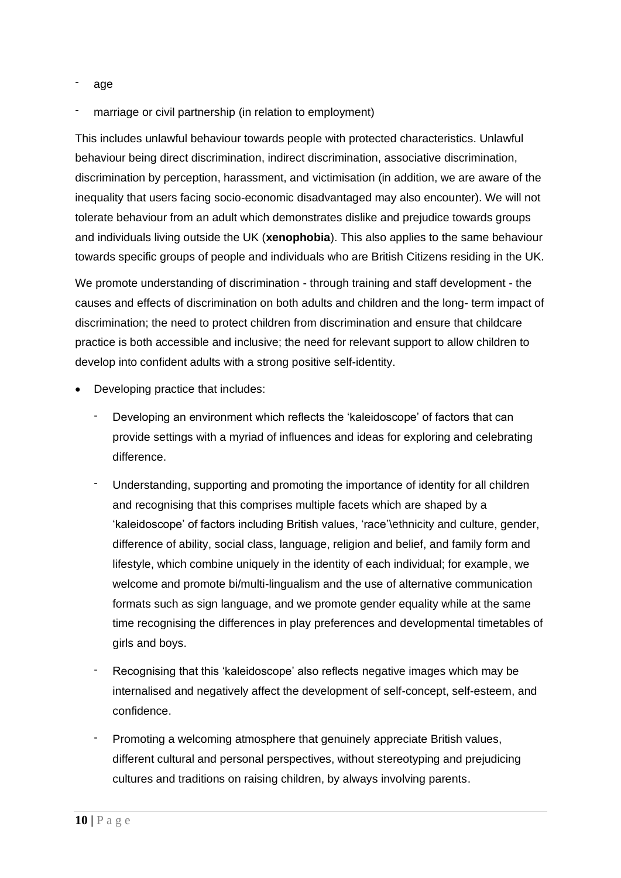- age
- marriage or civil partnership (in relation to employment)

This includes unlawful behaviour towards people with protected characteristics. Unlawful behaviour being direct discrimination, indirect discrimination, associative discrimination, discrimination by perception, harassment, and victimisation (in addition, we are aware of the inequality that users facing socio-economic disadvantaged may also encounter). We will not tolerate behaviour from an adult which demonstrates dislike and prejudice towards groups and individuals living outside the UK (**xenophobia**). This also applies to the same behaviour towards specific groups of people and individuals who are British Citizens residing in the UK.

We promote understanding of discrimination - through training and staff development - the causes and effects of discrimination on both adults and children and the long- term impact of discrimination; the need to protect children from discrimination and ensure that childcare practice is both accessible and inclusive; the need for relevant support to allow children to develop into confident adults with a strong positive self-identity.

- Developing practice that includes:
  - Developing an environment which reflects the 'kaleidoscope' of factors that can provide settings with a myriad of influences and ideas for exploring and celebrating difference.
  - Understanding, supporting and promoting the importance of identity for all children and recognising that this comprises multiple facets which are shaped by a 'kaleidoscope' of factors including British values, 'race'\ethnicity and culture, gender, difference of ability, social class, language, religion and belief, and family form and lifestyle, which combine uniquely in the identity of each individual; for example, we welcome and promote bi/multi-lingualism and the use of alternative communication formats such as sign language, and we promote gender equality while at the same time recognising the differences in play preferences and developmental timetables of girls and boys.
  - Recognising that this 'kaleidoscope' also reflects negative images which may be internalised and negatively affect the development of self-concept, self-esteem, and confidence.
  - Promoting a welcoming atmosphere that genuinely appreciate British values, different cultural and personal perspectives, without stereotyping and prejudicing cultures and traditions on raising children, by always involving parents.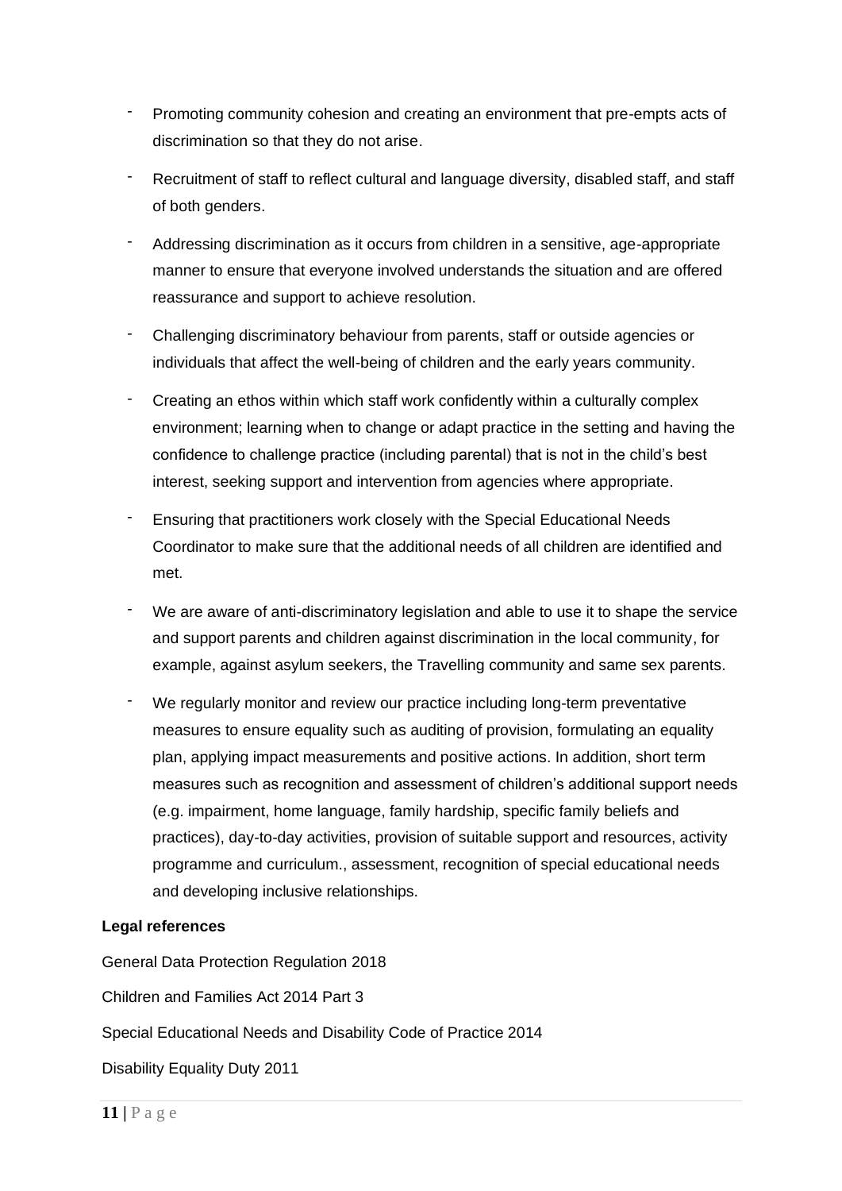- Promoting community cohesion and creating an environment that pre-empts acts of discrimination so that they do not arise.
- Recruitment of staff to reflect cultural and language diversity, disabled staff, and staff of both genders.
- Addressing discrimination as it occurs from children in a sensitive, age-appropriate manner to ensure that everyone involved understands the situation and are offered reassurance and support to achieve resolution.
- Challenging discriminatory behaviour from parents, staff or outside agencies or individuals that affect the well-being of children and the early years community.
- Creating an ethos within which staff work confidently within a culturally complex environment; learning when to change or adapt practice in the setting and having the confidence to challenge practice (including parental) that is not in the child's best interest, seeking support and intervention from agencies where appropriate.
- Ensuring that practitioners work closely with the Special Educational Needs Coordinator to make sure that the additional needs of all children are identified and met.
- We are aware of anti-discriminatory legislation and able to use it to shape the service and support parents and children against discrimination in the local community, for example, against asylum seekers, the Travelling community and same sex parents.
- We regularly monitor and review our practice including long-term preventative measures to ensure equality such as auditing of provision, formulating an equality plan, applying impact measurements and positive actions. In addition, short term measures such as recognition and assessment of children's additional support needs (e.g. impairment, home language, family hardship, specific family beliefs and practices), day-to-day activities, provision of suitable support and resources, activity programme and curriculum., assessment, recognition of special educational needs and developing inclusive relationships.

**Legal references**

General Data Protection Regulation 2018

Children and Families Act 2014 Part 3

Special Educational Needs and Disability Code of Practice 2014

Disability Equality Duty 2011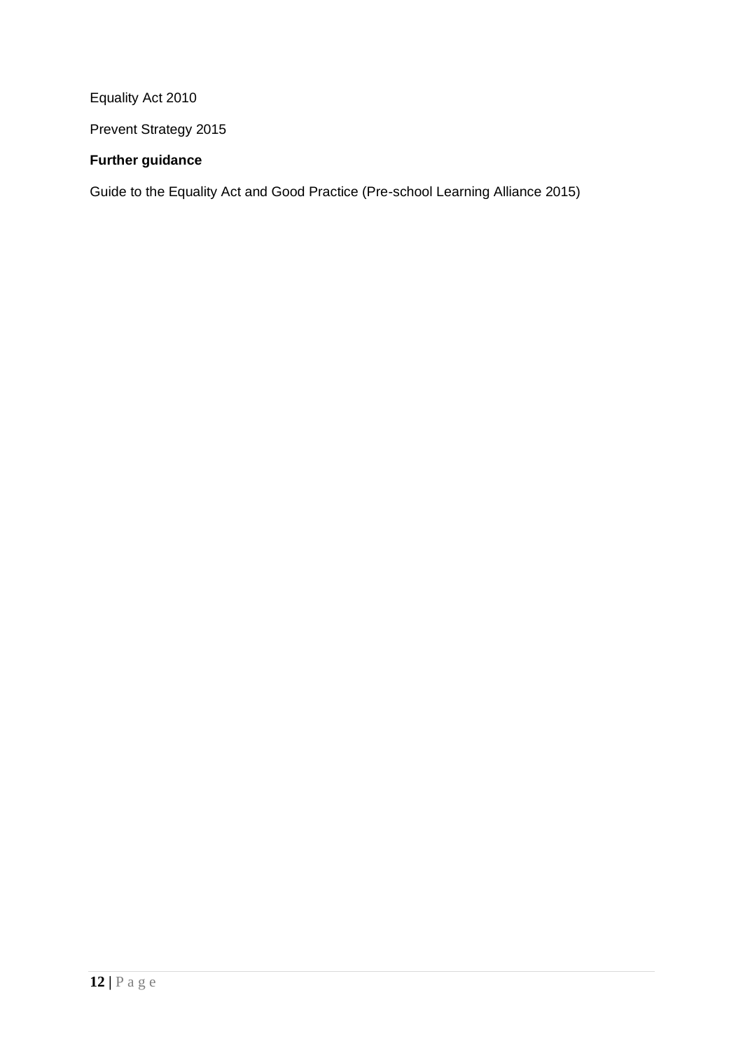Equality Act 2010

Prevent Strategy 2015

**Further guidance**

Guide to the Equality Act and Good Practice (Pre-school Learning Alliance 2015)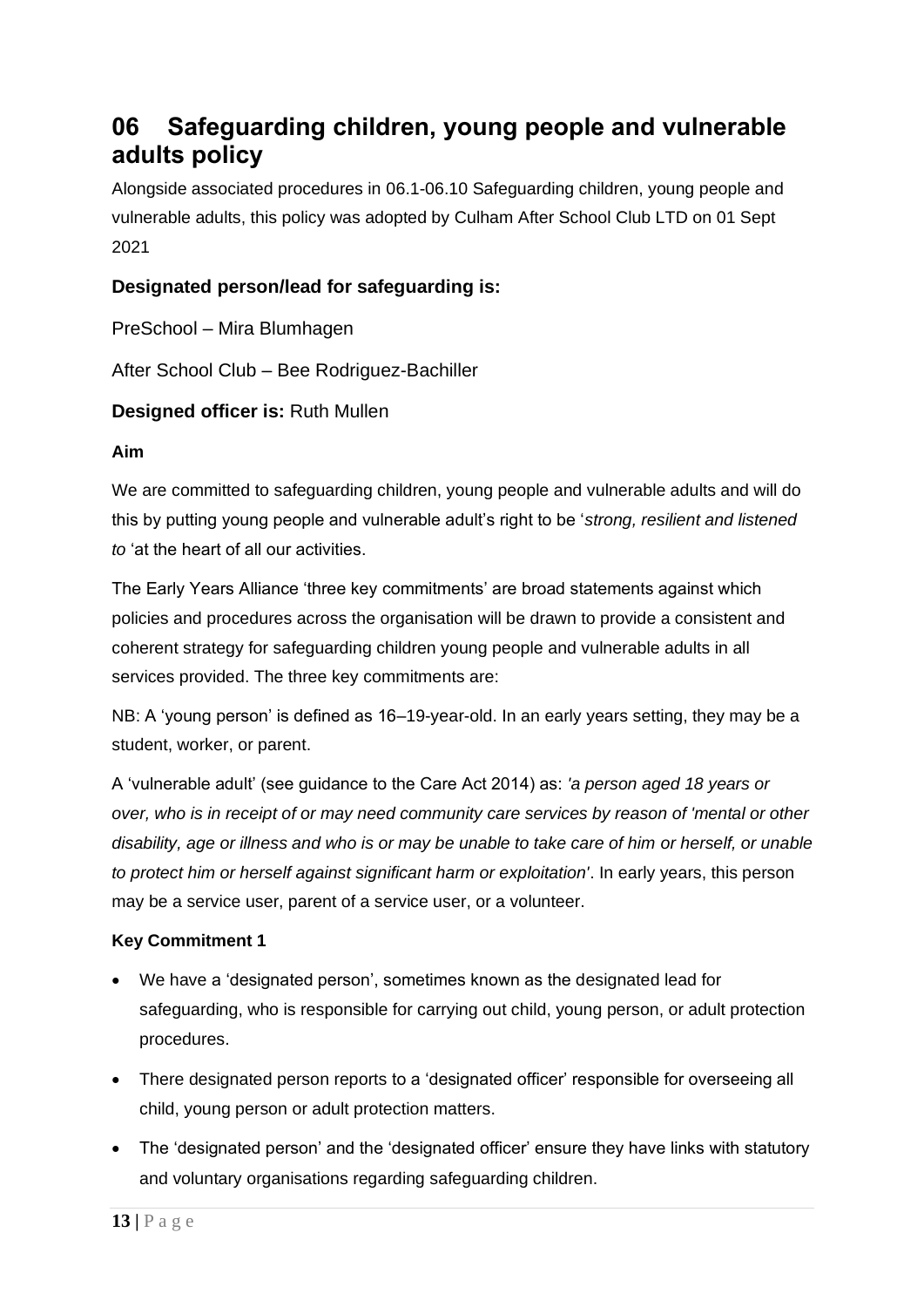# 06 Safeguarding children, young people and vulnerable adults policy

Alongside associated procedures in 06.1-06.10 Safeguarding children, young people and vulnerable adults, this policy was adopted by Culham After School Club LTD on 01 Sept 2021

### Designated person/lead for safeguarding is:

PreSchool – Mira Blumhagen

After School Club – Bee Rodriguez-Bachiller

**Designed officer is:** Ruth Mullen

**Aim**

We are committed to safeguarding children, young people and vulnerable adults and will do this by putting young people and vulnerable adult's right to be '*strong, resilient and listened to* 'at the heart of all our activities.

The Early Years Alliance 'three key commitments' are broad statements against which policies and procedures across the organisation will be drawn to provide a consistent and coherent strategy for safeguarding children young people and vulnerable adults in all services provided. The three key commitments are:

NB: A 'young person' is defined as 16–19-year-old. In an early years setting, they may be a student, worker, or parent.

A 'vulnerable adult' (see guidance to the Care Act 2014) as: *'a person aged 18 years or over, who is in receipt of or may need community care services by reason of 'mental or other disability, age or illness and who is or may be unable to take care of him or herself, or unable to protect him or herself against significant harm or exploitation'*. In early years, this person may be a service user, parent of a service user, or a volunteer.

**Key Commitment 1**

- We have a 'designated person', sometimes known as the designated lead for safeguarding, who is responsible for carrying out child, young person, or adult protection procedures.
- There designated person reports to a 'designated officer' responsible for overseeing all child, young person or adult protection matters.
- The 'designated person' and the 'designated officer' ensure they have links with statutory and voluntary organisations regarding safeguarding children.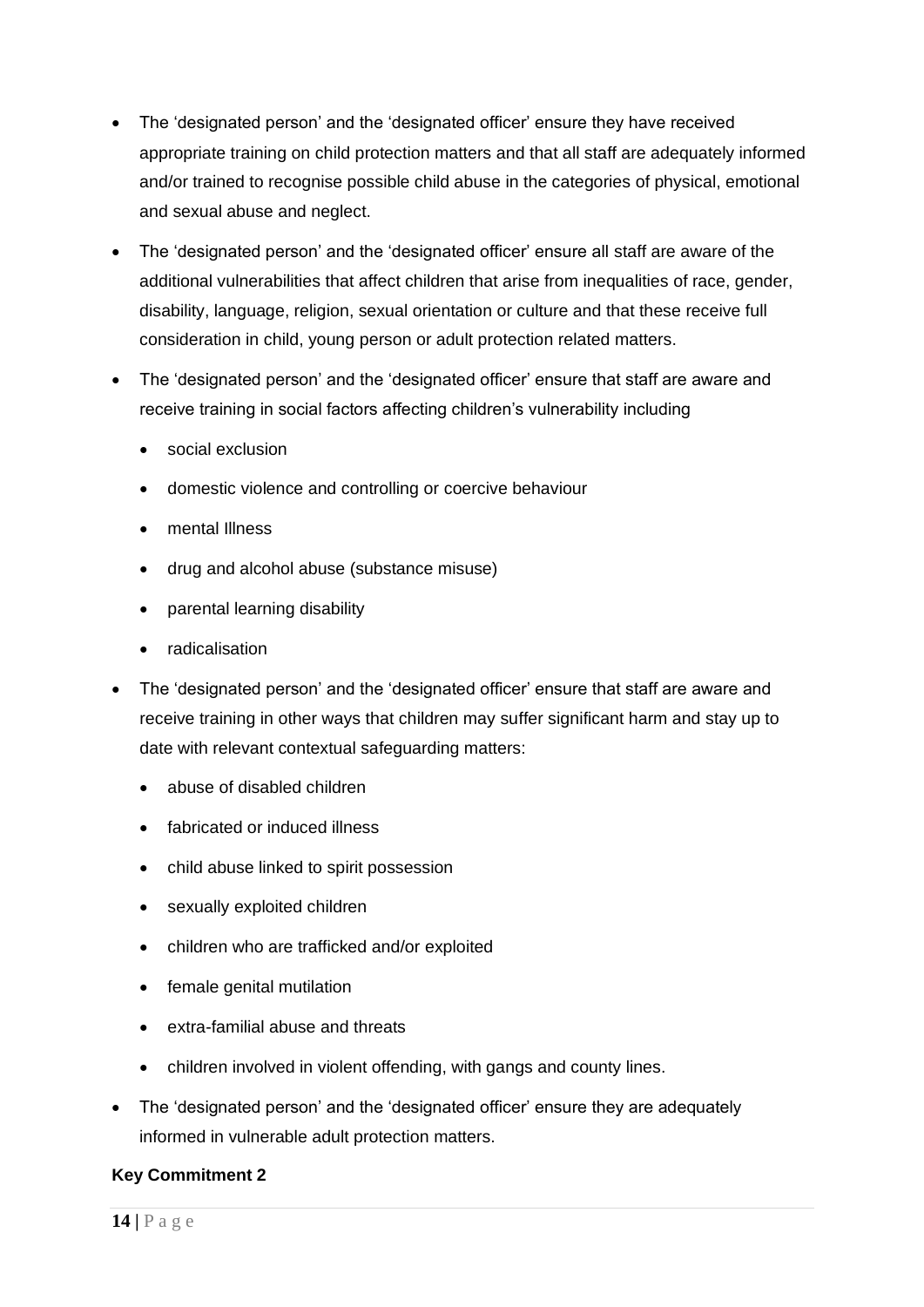- The 'designated person' and the 'designated officer' ensure they have received appropriate training on child protection matters and that all staff are adequately informed and/or trained to recognise possible child abuse in the categories of physical, emotional and sexual abuse and neglect.
- The 'designated person' and the 'designated officer' ensure all staff are aware of the additional vulnerabilities that affect children that arise from inequalities of race, gender, disability, language, religion, sexual orientation or culture and that these receive full consideration in child, young person or adult protection related matters.
- The 'designated person' and the 'designated officer' ensure that staff are aware and receive training in social factors affecting children's vulnerability including
  - social exclusion
  - domestic violence and controlling or coercive behaviour
  - mental Illness
  - drug and alcohol abuse (substance misuse)
  - parental learning disability
  - radicalisation
- The 'designated person' and the 'designated officer' ensure that staff are aware and receive training in other ways that children may suffer significant harm and stay up to date with relevant contextual safeguarding matters:
  - abuse of disabled children
  - fabricated or induced illness
  - child abuse linked to spirit possession
  - sexually exploited children
  - children who are trafficked and/or exploited
  - female genital mutilation
  - extra-familial abuse and threats
  - children involved in violent offending, with gangs and county lines.
- The 'designated person' and the 'designated officer' ensure they are adequately informed in vulnerable adult protection matters.

**Key Commitment 2**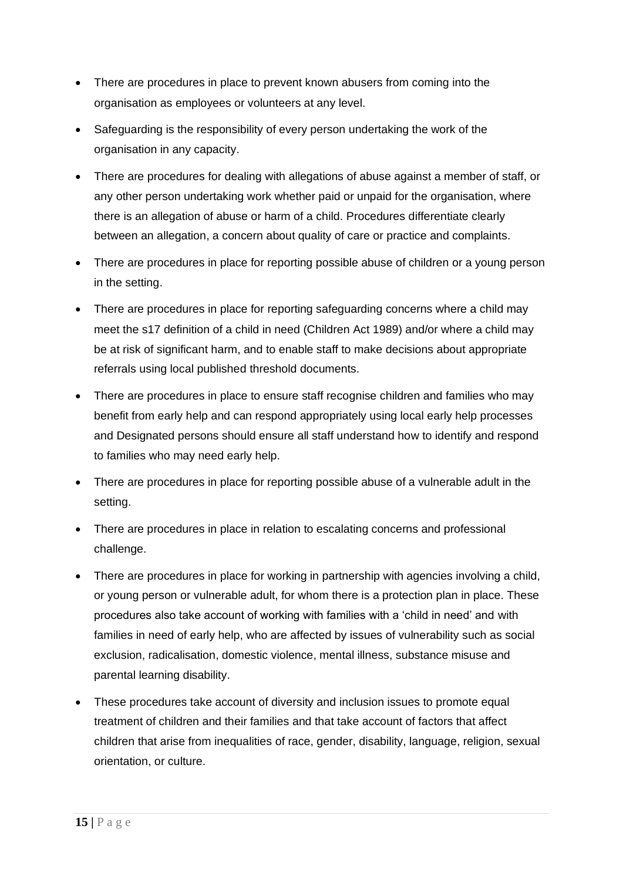- There are procedures in place to prevent known abusers from coming into the organisation as employees or volunteers at any level.
- Safeguarding is the responsibility of every person undertaking the work of the organisation in any capacity.
- There are procedures for dealing with allegations of abuse against a member of staff, or any other person undertaking work whether paid or unpaid for the organisation, where there is an allegation of abuse or harm of a child. Procedures differentiate clearly between an allegation, a concern about quality of care or practice and complaints.
- There are procedures in place for reporting possible abuse of children or a young person in the setting.
- There are procedures in place for reporting safeguarding concerns where a child may meet the s17 definition of a child in need (Children Act 1989) and/or where a child may be at risk of significant harm, and to enable staff to make decisions about appropriate referrals using local published threshold documents.
- There are procedures in place to ensure staff recognise children and families who may benefit from early help and can respond appropriately using local early help processes and Designated persons should ensure all staff understand how to identify and respond to families who may need early help.
- There are procedures in place for reporting possible abuse of a vulnerable adult in the setting.
- There are procedures in place in relation to escalating concerns and professional challenge.
- There are procedures in place for working in partnership with agencies involving a child, or young person or vulnerable adult, for whom there is a protection plan in place. These procedures also take account of working with families with a 'child in need' and with families in need of early help, who are affected by issues of vulnerability such as social exclusion, radicalisation, domestic violence, mental illness, substance misuse and parental learning disability.
- These procedures take account of diversity and inclusion issues to promote equal treatment of children and their families and that take account of factors that affect children that arise from inequalities of race, gender, disability, language, religion, sexual orientation, or culture.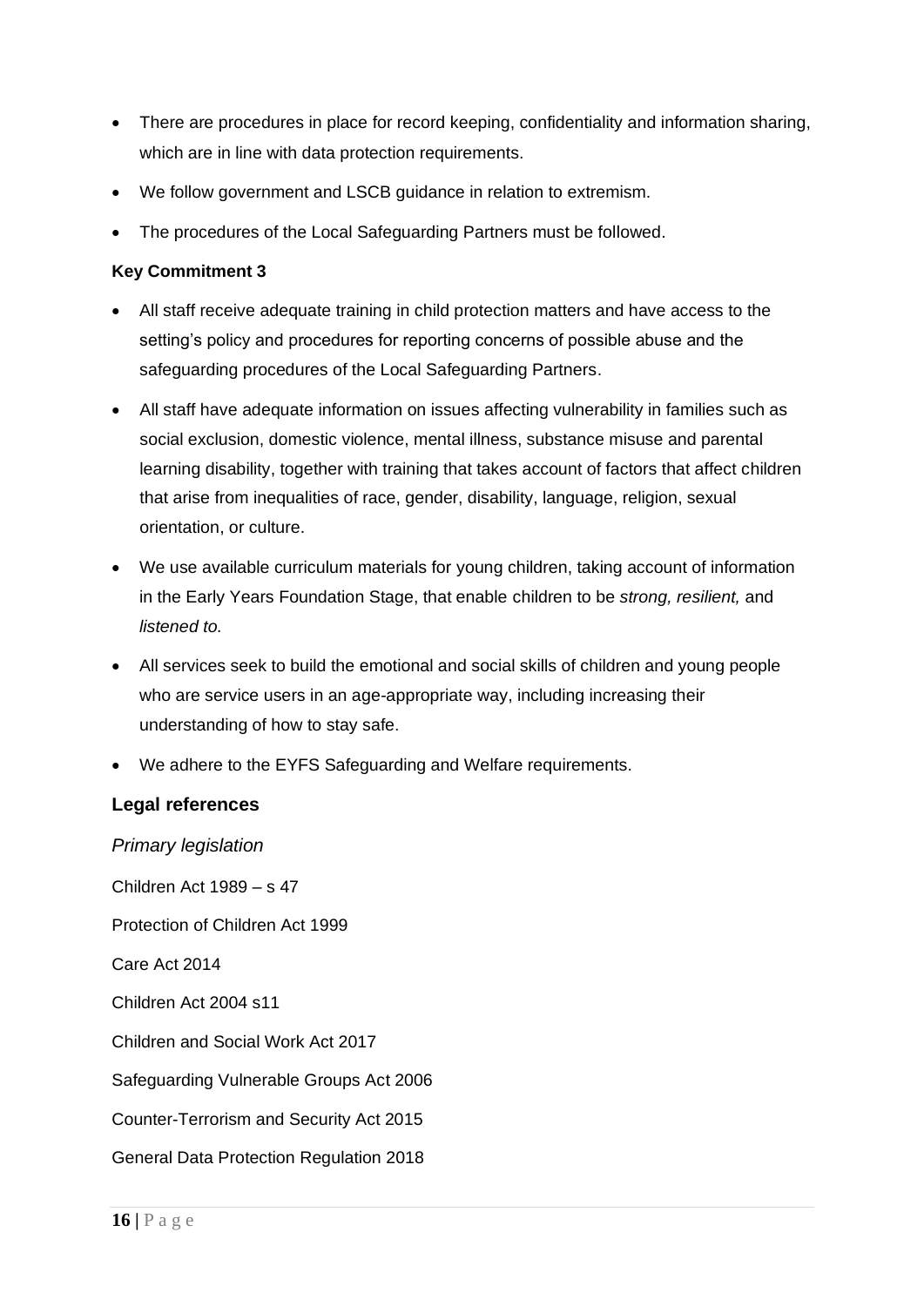- There are procedures in place for record keeping, confidentiality and information sharing, which are in line with data protection requirements.
- We follow government and LSCB guidance in relation to extremism.
- The procedures of the Local Safeguarding Partners must be followed.

**Key Commitment 3**

- All staff receive adequate training in child protection matters and have access to the setting's policy and procedures for reporting concerns of possible abuse and the safeguarding procedures of the Local Safeguarding Partners.
- All staff have adequate information on issues affecting vulnerability in families such as social exclusion, domestic violence, mental illness, substance misuse and parental learning disability, together with training that takes account of factors that affect children that arise from inequalities of race, gender, disability, language, religion, sexual orientation, or culture.
- We use available curriculum materials for young children, taking account of information in the Early Years Foundation Stage, that enable children to be *strong, resilient,* and *listened to.*
- All services seek to build the emotional and social skills of children and young people who are service users in an age-appropriate way, including increasing their understanding of how to stay safe.
- We adhere to the EYFS Safeguarding and Welfare requirements.

## Legal references

*Primary legislation*

Children Act 1989 – s 47

Protection of Children Act 1999

Care Act 2014

Children Act 2004 s11

Children and Social Work Act 2017

Safeguarding Vulnerable Groups Act 2006

Counter-Terrorism and Security Act 2015

General Data Protection Regulation 2018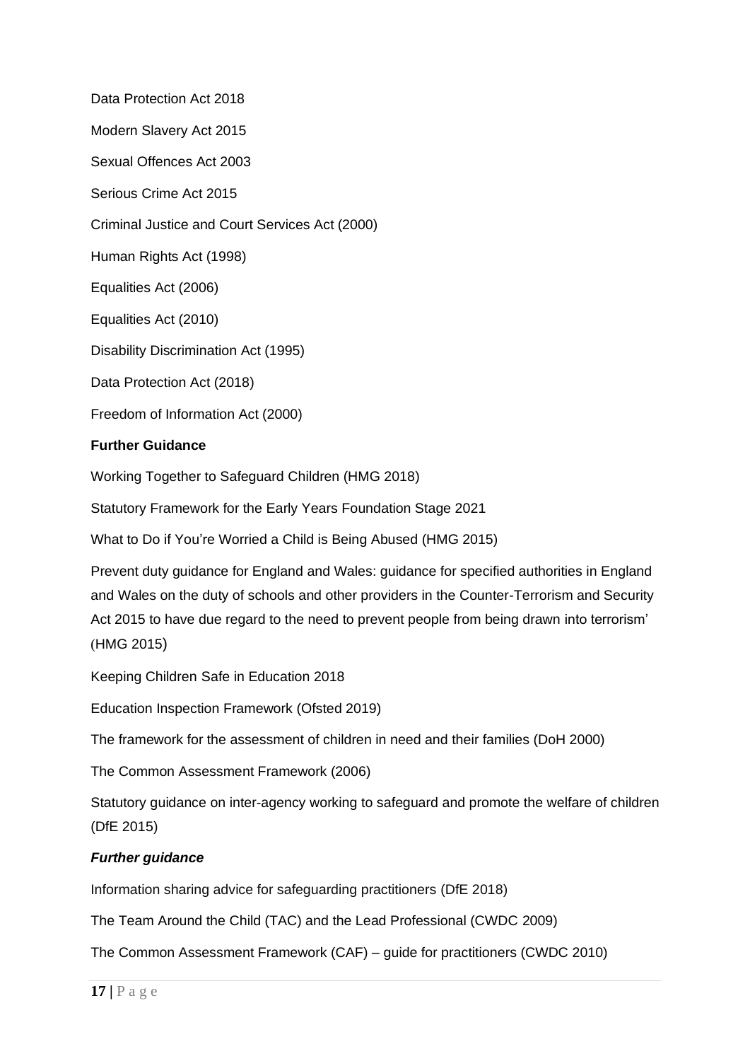Data Protection Act 2018

Modern Slavery Act 2015

Sexual Offences Act 2003

Serious Crime Act 2015

Criminal Justice and Court Services Act (2000)

Human Rights Act (1998)

Equalities Act (2006)

Equalities Act (2010)

Disability Discrimination Act (1995)

Data Protection Act (2018)

Freedom of Information Act (2000)

**Further Guidance**

Working Together to Safeguard Children (HMG 2018)

Statutory Framework for the Early Years Foundation Stage 2021

What to Do if You're Worried a Child is Being Abused (HMG 2015)

Prevent duty guidance for England and Wales: guidance for specified authorities in England and Wales on the duty of schools and other providers in the Counter-Terrorism and Security Act 2015 to have due regard to the need to prevent people from being drawn into terrorism' (HMG 2015)

Keeping Children Safe in Education 2018

Education Inspection Framework (Ofsted 2019)

The framework for the assessment of children in need and their families (DoH 2000)

The Common Assessment Framework (2006)

Statutory guidance on inter-agency working to safeguard and promote the welfare of children (DfE 2015)

***Further guidance***

Information sharing advice for safeguarding practitioners (DfE 2018)

The Team Around the Child (TAC) and the Lead Professional (CWDC 2009)

The Common Assessment Framework (CAF) – guide for practitioners (CWDC 2010)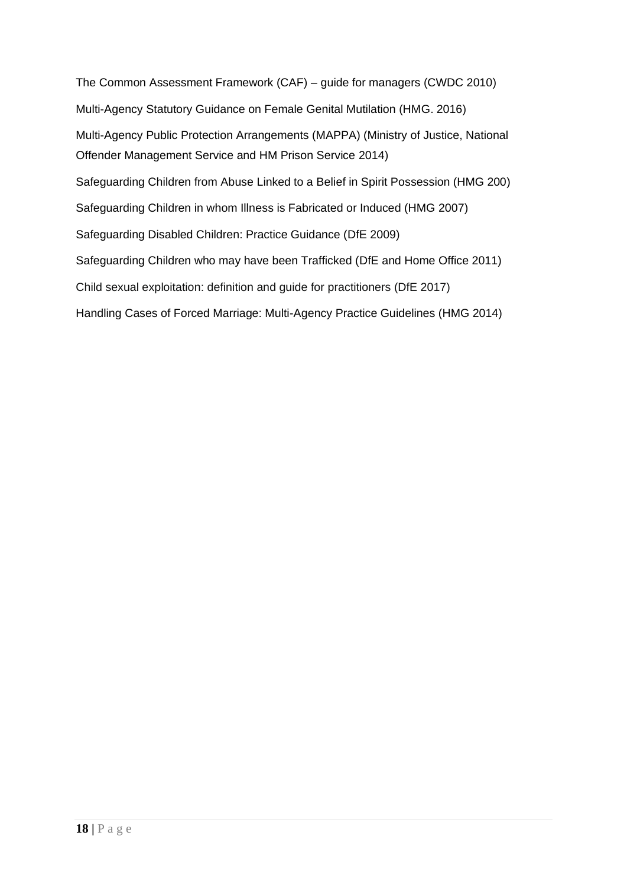The Common Assessment Framework (CAF) – guide for managers (CWDC 2010)

Multi-Agency Statutory Guidance on Female Genital Mutilation (HMG. 2016)

Multi-Agency Public Protection Arrangements (MAPPA) (Ministry of Justice, National Offender Management Service and HM Prison Service 2014)

Safeguarding Children from Abuse Linked to a Belief in Spirit Possession (HMG 200)

Safeguarding Children in whom Illness is Fabricated or Induced (HMG 2007)

Safeguarding Disabled Children: Practice Guidance (DfE 2009)

Safeguarding Children who may have been Trafficked (DfE and Home Office 2011)

Child sexual exploitation: definition and guide for practitioners (DfE 2017)

Handling Cases of Forced Marriage: Multi-Agency Practice Guidelines (HMG 2014)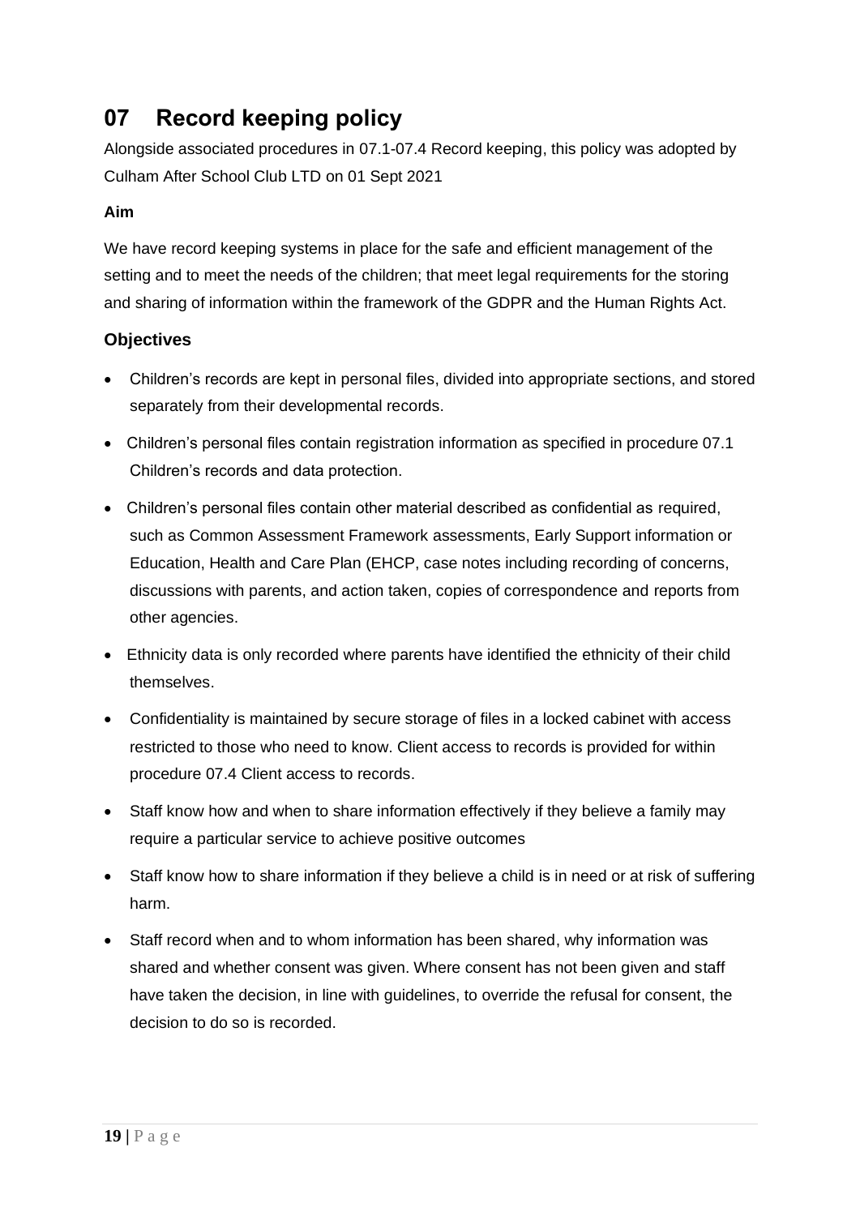# 07 Record keeping policy

Alongside associated procedures in 07.1-07.4 Record keeping, this policy was adopted by Culham After School Club LTD on 01 Sept 2021

**Aim**

We have record keeping systems in place for the safe and efficient management of the setting and to meet the needs of the children; that meet legal requirements for the storing and sharing of information within the framework of the GDPR and the Human Rights Act.

## Objectives

- Children's records are kept in personal files, divided into appropriate sections, and stored separately from their developmental records.
- Children's personal files contain registration information as specified in procedure 07.1 Children's records and data protection.
- Children's personal files contain other material described as confidential as required, such as Common Assessment Framework assessments, Early Support information or Education, Health and Care Plan (EHCP, case notes including recording of concerns, discussions with parents, and action taken, copies of correspondence and reports from other agencies.
- Ethnicity data is only recorded where parents have identified the ethnicity of their child themselves.
- Confidentiality is maintained by secure storage of files in a locked cabinet with access restricted to those who need to know. Client access to records is provided for within procedure 07.4 Client access to records.
- Staff know how and when to share information effectively if they believe a family may require a particular service to achieve positive outcomes
- Staff know how to share information if they believe a child is in need or at risk of suffering harm.
- Staff record when and to whom information has been shared, why information was shared and whether consent was given. Where consent has not been given and staff have taken the decision, in line with guidelines, to override the refusal for consent, the decision to do so is recorded.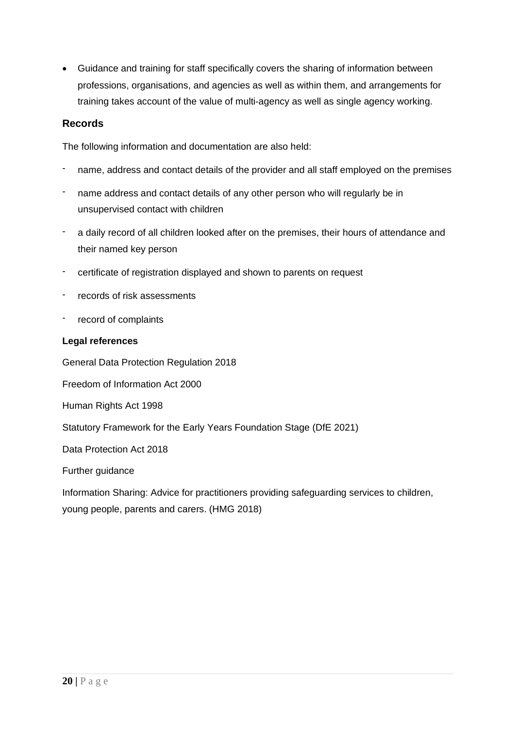- Guidance and training for staff specifically covers the sharing of information between professions, organisations, and agencies as well as within them, and arrangements for training takes account of the value of multi-agency as well as single agency working.

## Records

The following information and documentation are also held:

- name, address and contact details of the provider and all staff employed on the premises
- name address and contact details of any other person who will regularly be in unsupervised contact with children
- a daily record of all children looked after on the premises, their hours of attendance and their named key person
- certificate of registration displayed and shown to parents on request
- records of risk assessments
- record of complaints

**Legal references**

General Data Protection Regulation 2018

Freedom of Information Act 2000

Human Rights Act 1998

Statutory Framework for the Early Years Foundation Stage (DfE 2021)

Data Protection Act 2018

Further guidance

Information Sharing: Advice for practitioners providing safeguarding services to children, young people, parents and carers. (HMG 2018)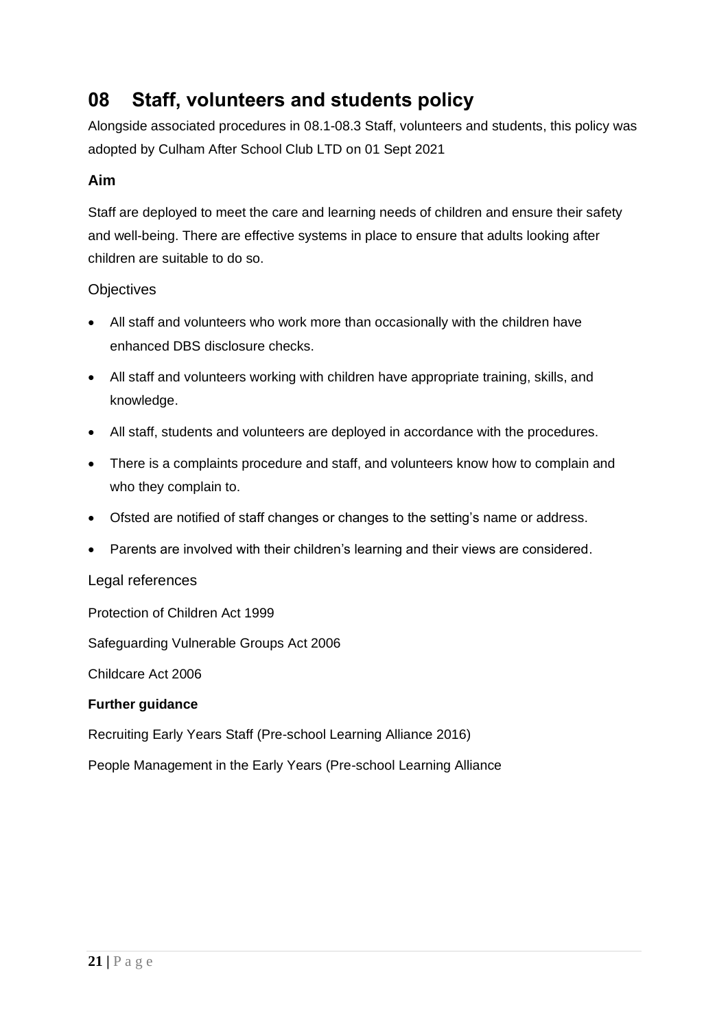# 08 Staff, volunteers and students policy

Alongside associated procedures in 08.1-08.3 Staff, volunteers and students, this policy was adopted by Culham After School Club LTD on 01 Sept 2021

### Aim

Staff are deployed to meet the care and learning needs of children and ensure their safety and well-being. There are effective systems in place to ensure that adults looking after children are suitable to do so.

### Objectives

- All staff and volunteers who work more than occasionally with the children have enhanced DBS disclosure checks.
- All staff and volunteers working with children have appropriate training, skills, and knowledge.
- All staff, students and volunteers are deployed in accordance with the procedures.
- There is a complaints procedure and staff, and volunteers know how to complain and who they complain to.
- Ofsted are notified of staff changes or changes to the setting's name or address.
- Parents are involved with their children's learning and their views are considered.

### Legal references

Protection of Children Act 1999

Safeguarding Vulnerable Groups Act 2006

Childcare Act 2006

**Further guidance**

Recruiting Early Years Staff (Pre-school Learning Alliance 2016)

People Management in the Early Years (Pre-school Learning Alliance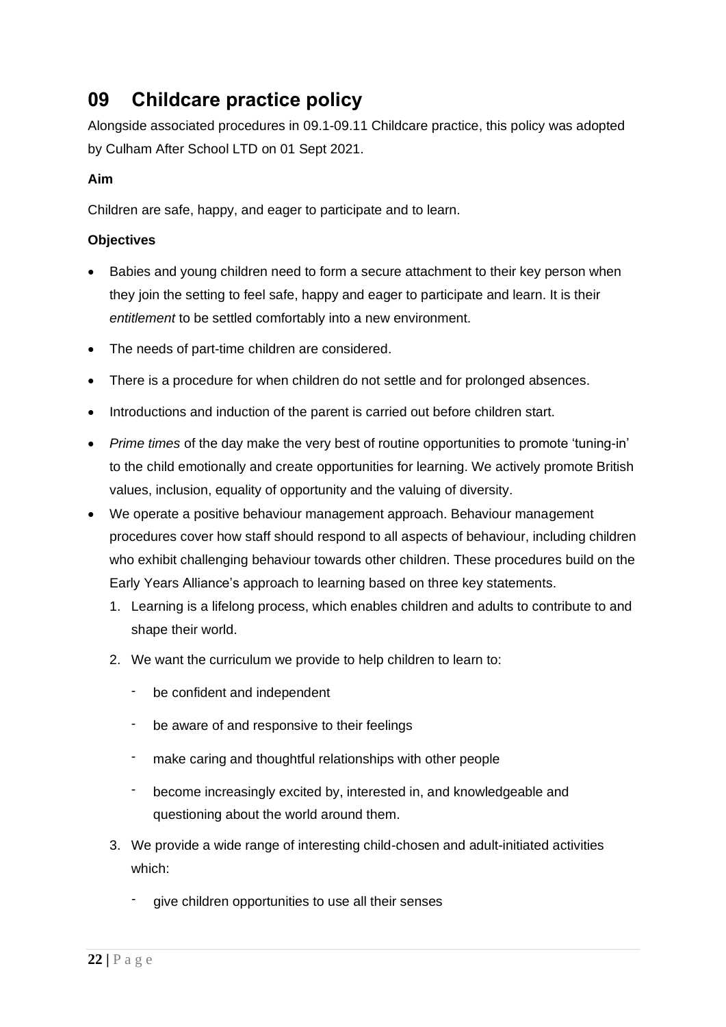# 09 Childcare practice policy

Alongside associated procedures in 09.1-09.11 Childcare practice, this policy was adopted by Culham After School LTD on 01 Sept 2021.

**Aim**

Children are safe, happy, and eager to participate and to learn.

**Objectives**

- Babies and young children need to form a secure attachment to their key person when they join the setting to feel safe, happy and eager to participate and learn. It is their *entitlement* to be settled comfortably into a new environment.
- The needs of part-time children are considered.
- There is a procedure for when children do not settle and for prolonged absences.
- Introductions and induction of the parent is carried out before children start.
- *Prime times* of the day make the very best of routine opportunities to promote 'tuning-in' to the child emotionally and create opportunities for learning. We actively promote British values, inclusion, equality of opportunity and the valuing of diversity.
- We operate a positive behaviour management approach. Behaviour management procedures cover how staff should respond to all aspects of behaviour, including children who exhibit challenging behaviour towards other children. These procedures build on the Early Years Alliance's approach to learning based on three key statements.
  1. Learning is a lifelong process, which enables children and adults to contribute to and shape their world.
  2. We want the curriculum we provide to help children to learn to:
     - be confident and independent
     - be aware of and responsive to their feelings
     - make caring and thoughtful relationships with other people
     - become increasingly excited by, interested in, and knowledgeable and questioning about the world around them.
  3. We provide a wide range of interesting child-chosen and adult-initiated activities which:
     - give children opportunities to use all their senses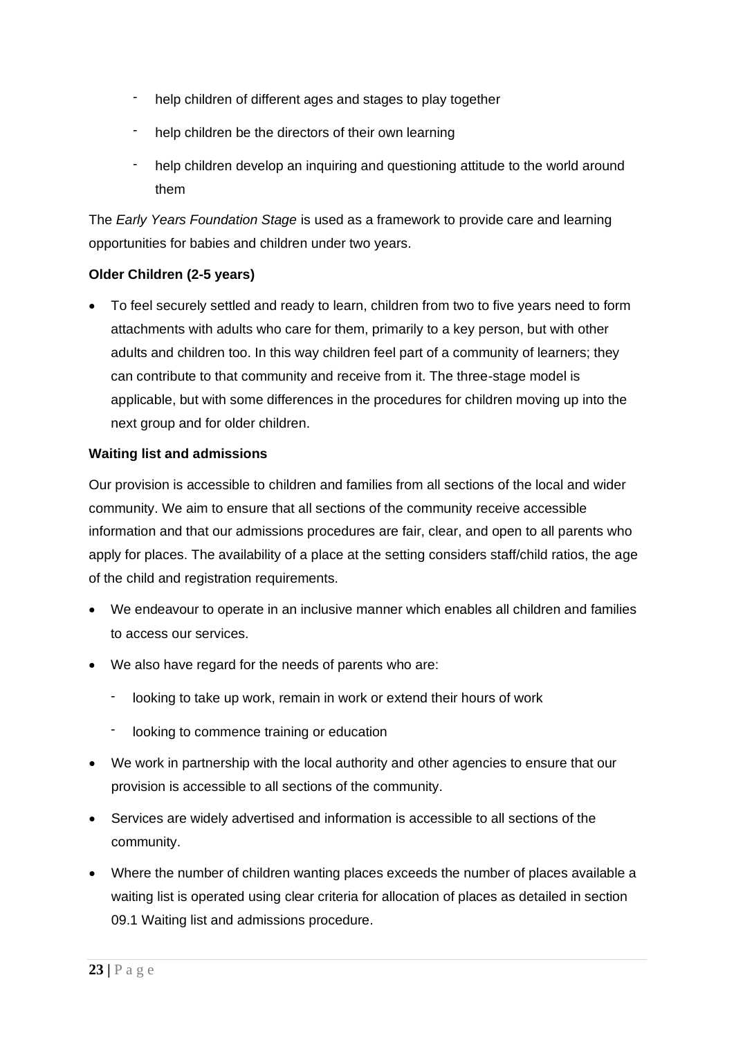- help children of different ages and stages to play together
  - help children be the directors of their own learning
  - help children develop an inquiring and questioning attitude to the world around them

The *Early Years Foundation Stage* is used as a framework to provide care and learning opportunities for babies and children under two years.

**Older Children (2-5 years)**

- To feel securely settled and ready to learn, children from two to five years need to form attachments with adults who care for them, primarily to a key person, but with other adults and children too. In this way children feel part of a community of learners; they can contribute to that community and receive from it. The three-stage model is applicable, but with some differences in the procedures for children moving up into the next group and for older children.

**Waiting list and admissions**

Our provision is accessible to children and families from all sections of the local and wider community. We aim to ensure that all sections of the community receive accessible information and that our admissions procedures are fair, clear, and open to all parents who apply for places. The availability of a place at the setting considers staff/child ratios, the age of the child and registration requirements.

- We endeavour to operate in an inclusive manner which enables all children and families to access our services.
- We also have regard for the needs of parents who are:
  - looking to take up work, remain in work or extend their hours of work
  - looking to commence training or education
- We work in partnership with the local authority and other agencies to ensure that our provision is accessible to all sections of the community.
- Services are widely advertised and information is accessible to all sections of the community.
- Where the number of children wanting places exceeds the number of places available a waiting list is operated using clear criteria for allocation of places as detailed in section 09.1 Waiting list and admissions procedure.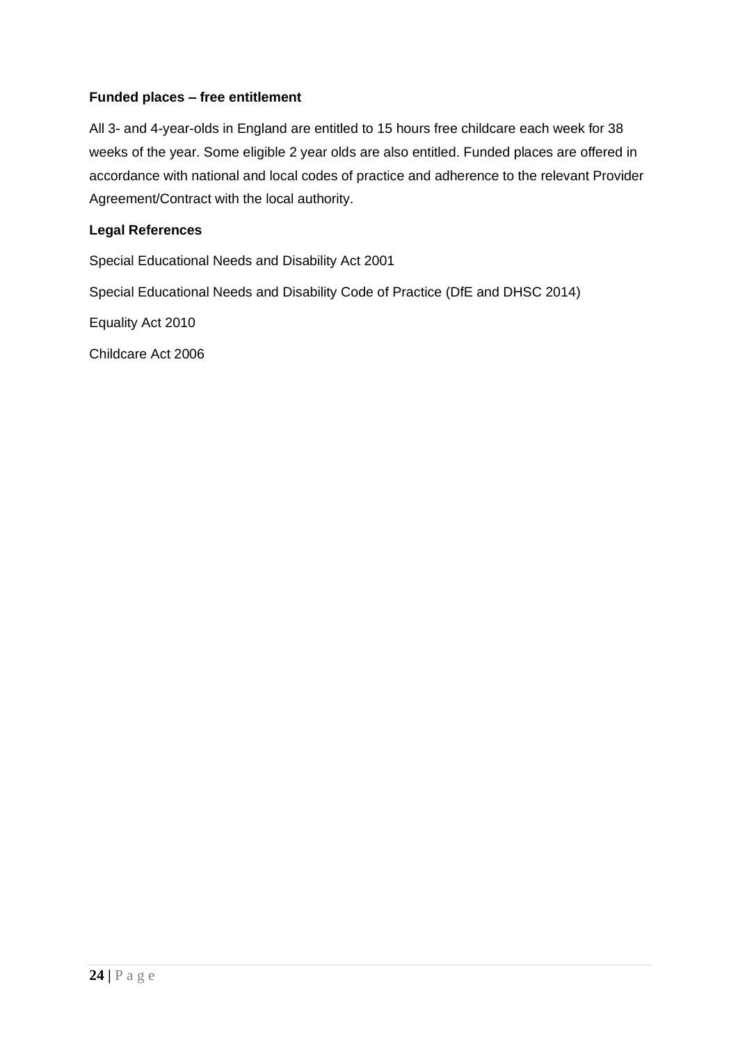**Funded places – free entitlement**

All 3- and 4-year-olds in England are entitled to 15 hours free childcare each week for 38 weeks of the year. Some eligible 2 year olds are also entitled. Funded places are offered in accordance with national and local codes of practice and adherence to the relevant Provider Agreement/Contract with the local authority.

**Legal References**

Special Educational Needs and Disability Act 2001

Special Educational Needs and Disability Code of Practice (DfE and DHSC 2014)

Equality Act 2010

Childcare Act 2006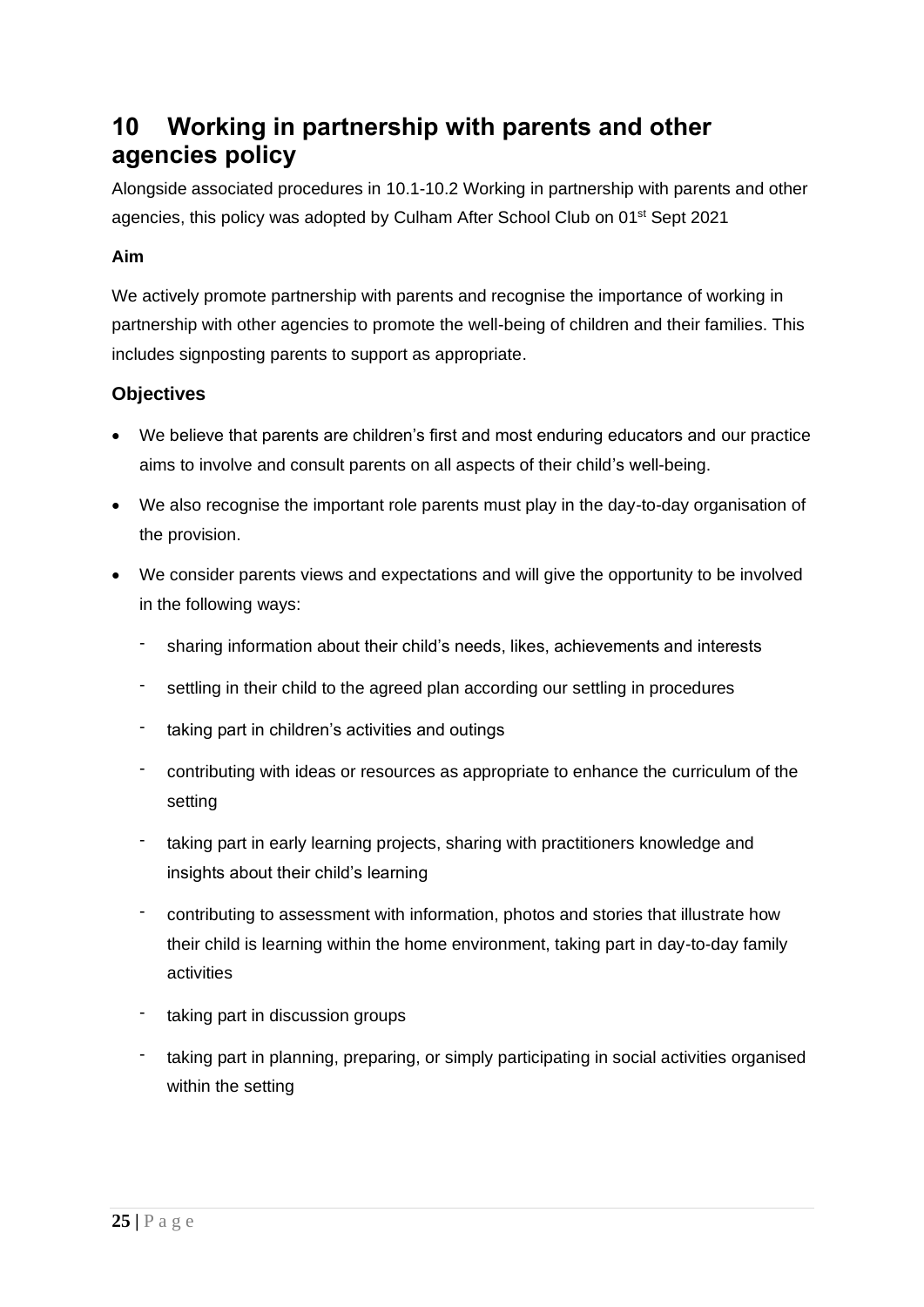# 10 Working in partnership with parents and other agencies policy

Alongside associated procedures in 10.1-10.2 Working in partnership with parents and other agencies, this policy was adopted by Culham After School Club on 01st Sept 2021

**Aim**

We actively promote partnership with parents and recognise the importance of working in partnership with other agencies to promote the well-being of children and their families. This includes signposting parents to support as appropriate.

### Objectives

- We believe that parents are children's first and most enduring educators and our practice aims to involve and consult parents on all aspects of their child's well-being.
- We also recognise the important role parents must play in the day-to-day organisation of the provision.
- We consider parents views and expectations and will give the opportunity to be involved in the following ways:
  - sharing information about their child's needs, likes, achievements and interests
  - settling in their child to the agreed plan according our settling in procedures
  - taking part in children's activities and outings
  - contributing with ideas or resources as appropriate to enhance the curriculum of the setting
  - taking part in early learning projects, sharing with practitioners knowledge and insights about their child's learning
  - contributing to assessment with information, photos and stories that illustrate how their child is learning within the home environment, taking part in day-to-day family activities
  - taking part in discussion groups
  - taking part in planning, preparing, or simply participating in social activities organised within the setting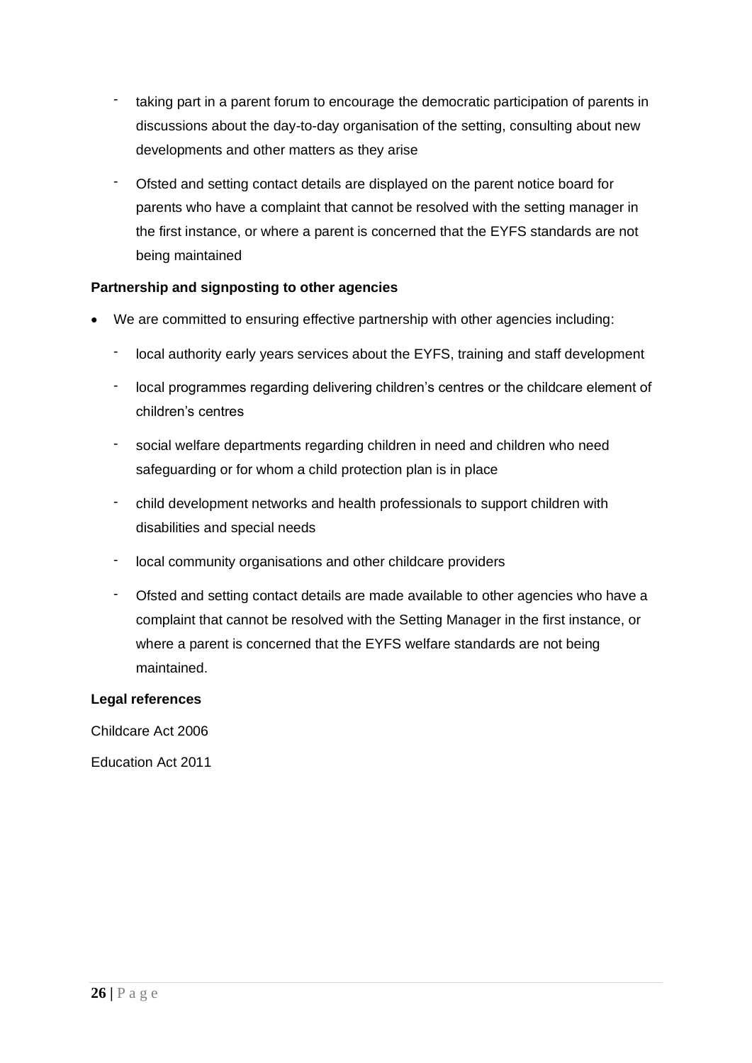- taking part in a parent forum to encourage the democratic participation of parents in discussions about the day-to-day organisation of the setting, consulting about new developments and other matters as they arise
- Ofsted and setting contact details are displayed on the parent notice board for parents who have a complaint that cannot be resolved with the setting manager in the first instance, or where a parent is concerned that the EYFS standards are not being maintained

**Partnership and signposting to other agencies**

- We are committed to ensuring effective partnership with other agencies including:
  - local authority early years services about the EYFS, training and staff development
  - local programmes regarding delivering children's centres or the childcare element of children's centres
  - social welfare departments regarding children in need and children who need safeguarding or for whom a child protection plan is in place
  - child development networks and health professionals to support children with disabilities and special needs
  - local community organisations and other childcare providers
  - Ofsted and setting contact details are made available to other agencies who have a complaint that cannot be resolved with the Setting Manager in the first instance, or where a parent is concerned that the EYFS welfare standards are not being maintained.

**Legal references**

Childcare Act 2006

Education Act 2011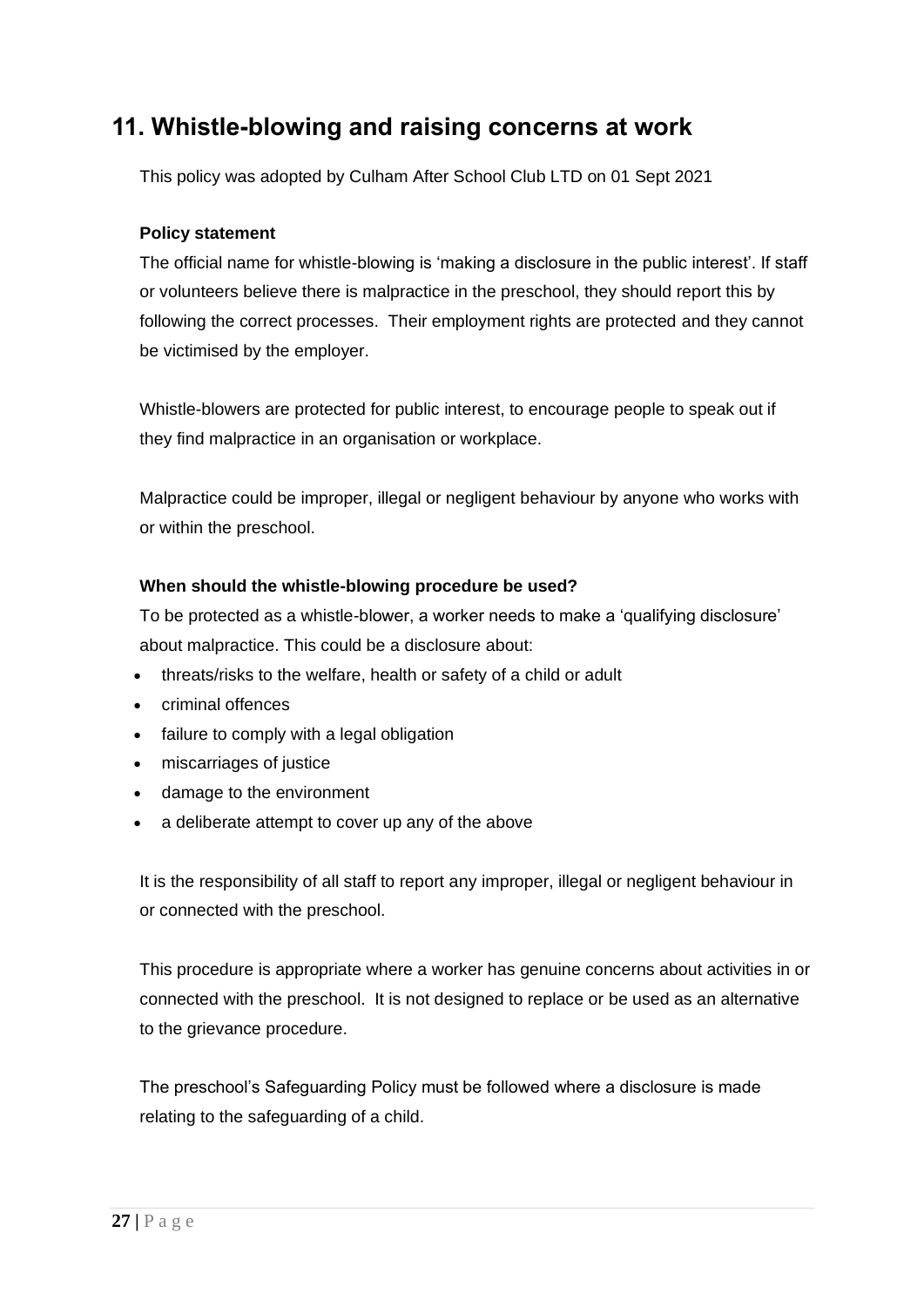## 11. Whistle-blowing and raising concerns at work

This policy was adopted by Culham After School Club LTD on 01 Sept 2021

**Policy statement**

The official name for whistle-blowing is 'making a disclosure in the public interest'. If staff or volunteers believe there is malpractice in the preschool, they should report this by following the correct processes. Their employment rights are protected and they cannot be victimised by the employer.

Whistle-blowers are protected for public interest, to encourage people to speak out if they find malpractice in an organisation or workplace.

Malpractice could be improper, illegal or negligent behaviour by anyone who works with or within the preschool.

**When should the whistle-blowing procedure be used?**

To be protected as a whistle-blower, a worker needs to make a 'qualifying disclosure' about malpractice. This could be a disclosure about:

- threats/risks to the welfare, health or safety of a child or adult
- criminal offences
- failure to comply with a legal obligation
- miscarriages of justice
- damage to the environment
- a deliberate attempt to cover up any of the above

It is the responsibility of all staff to report any improper, illegal or negligent behaviour in or connected with the preschool.

This procedure is appropriate where a worker has genuine concerns about activities in or connected with the preschool. It is not designed to replace or be used as an alternative to the grievance procedure.

The preschool's Safeguarding Policy must be followed where a disclosure is made relating to the safeguarding of a child.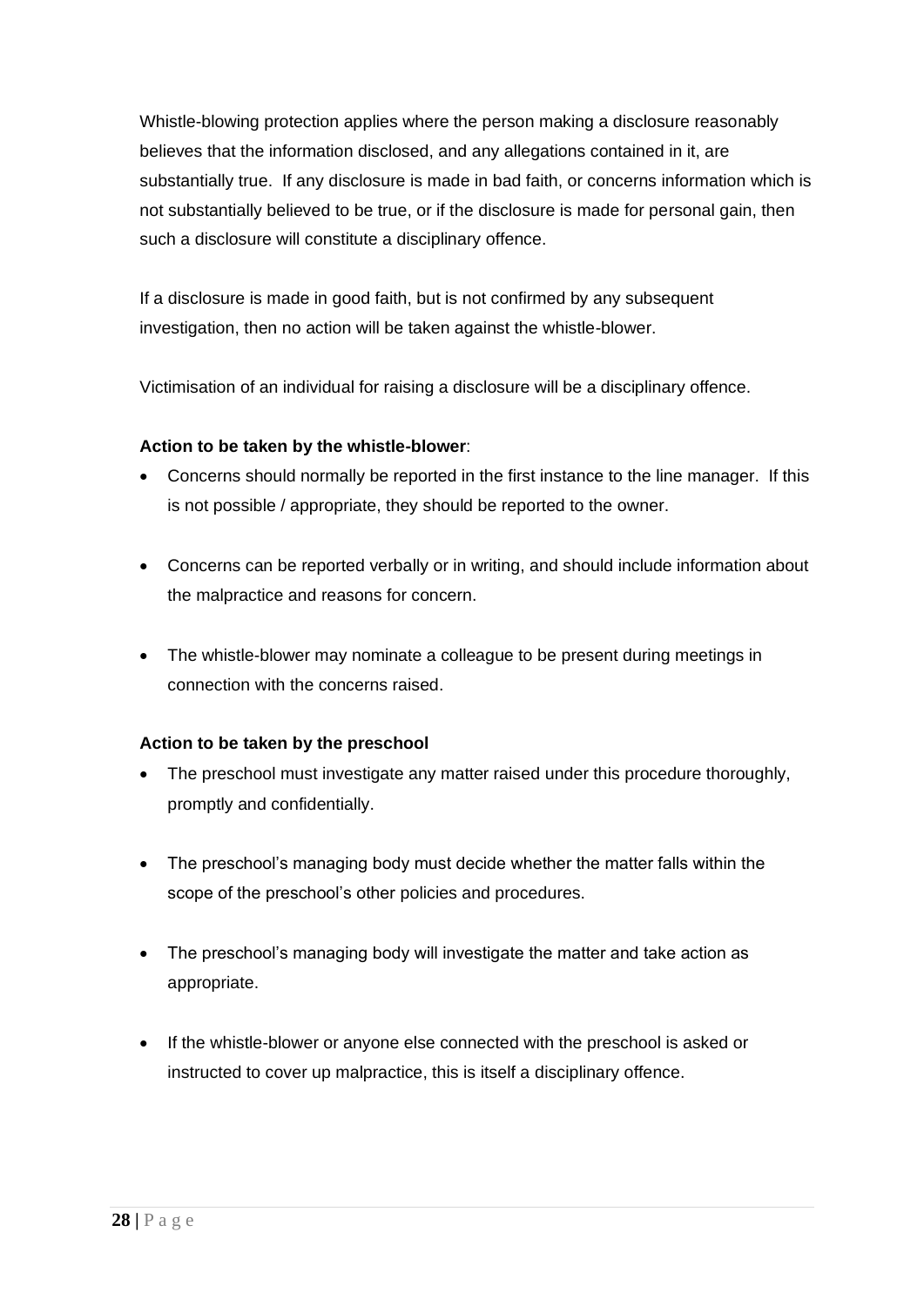Whistle-blowing protection applies where the person making a disclosure reasonably believes that the information disclosed, and any allegations contained in it, are substantially true. If any disclosure is made in bad faith, or concerns information which is not substantially believed to be true, or if the disclosure is made for personal gain, then such a disclosure will constitute a disciplinary offence.

If a disclosure is made in good faith, but is not confirmed by any subsequent investigation, then no action will be taken against the whistle-blower.

Victimisation of an individual for raising a disclosure will be a disciplinary offence.

**Action to be taken by the whistle-blower**:

- Concerns should normally be reported in the first instance to the line manager. If this is not possible / appropriate, they should be reported to the owner.
- Concerns can be reported verbally or in writing, and should include information about the malpractice and reasons for concern.
- The whistle-blower may nominate a colleague to be present during meetings in connection with the concerns raised.

**Action to be taken by the preschool**

- The preschool must investigate any matter raised under this procedure thoroughly, promptly and confidentially.
- The preschool's managing body must decide whether the matter falls within the scope of the preschool's other policies and procedures.
- The preschool's managing body will investigate the matter and take action as appropriate.
- If the whistle-blower or anyone else connected with the preschool is asked or instructed to cover up malpractice, this is itself a disciplinary offence.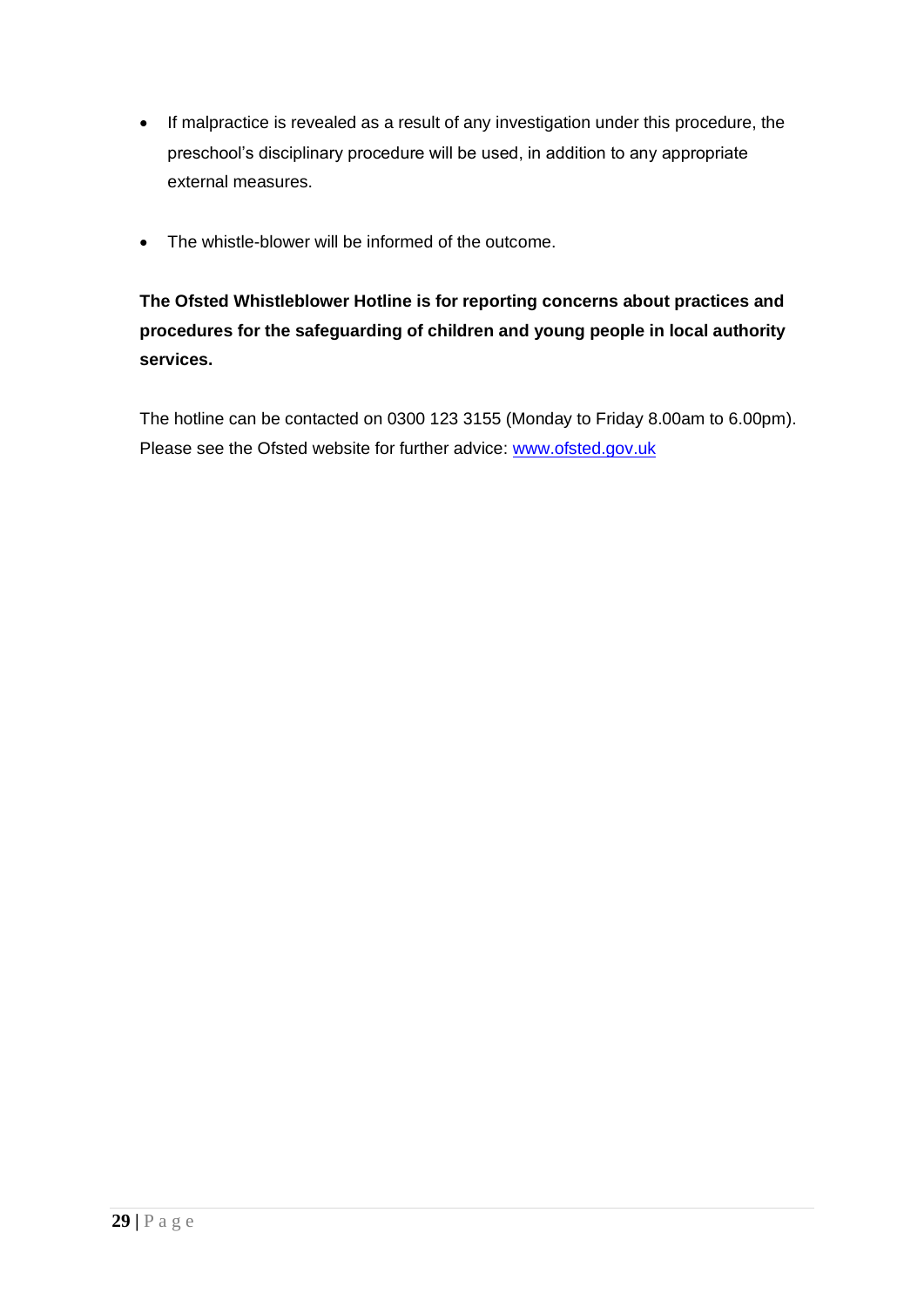- If malpractice is revealed as a result of any investigation under this procedure, the preschool's disciplinary procedure will be used, in addition to any appropriate external measures.

- The whistle-blower will be informed of the outcome.

**The Ofsted Whistleblower Hotline is for reporting concerns about practices and procedures for the safeguarding of children and young people in local authority services.**

The hotline can be contacted on 0300 123 3155 (Monday to Friday 8.00am to 6.00pm). Please see the Ofsted website for further advice: [www.ofsted.gov.uk](http://www.ofsted.gov.uk)